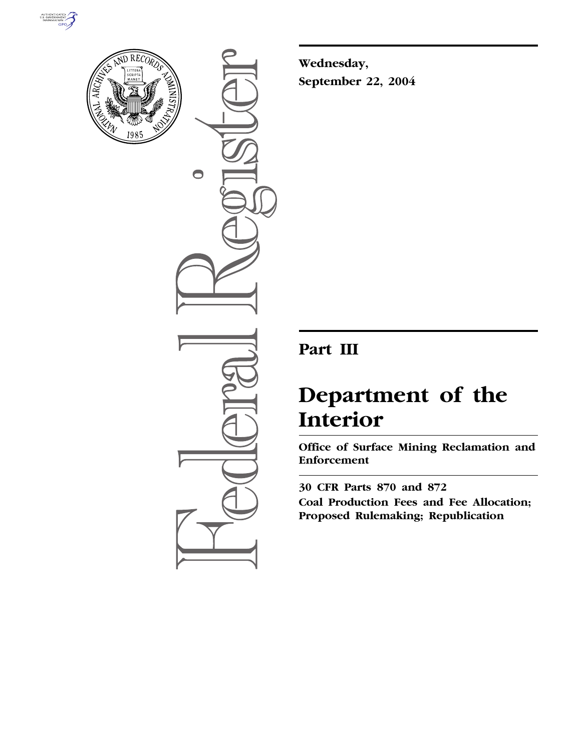Wednesday,

September 22, 2004

# Part III

# Department of the Interior

## Office of Surface Mining Reclamation and Enforcement

**30 CFR Parts 870 and 872**

**Coal Production Fees and Fee Allocation; Proposed Rulemaking; Republication**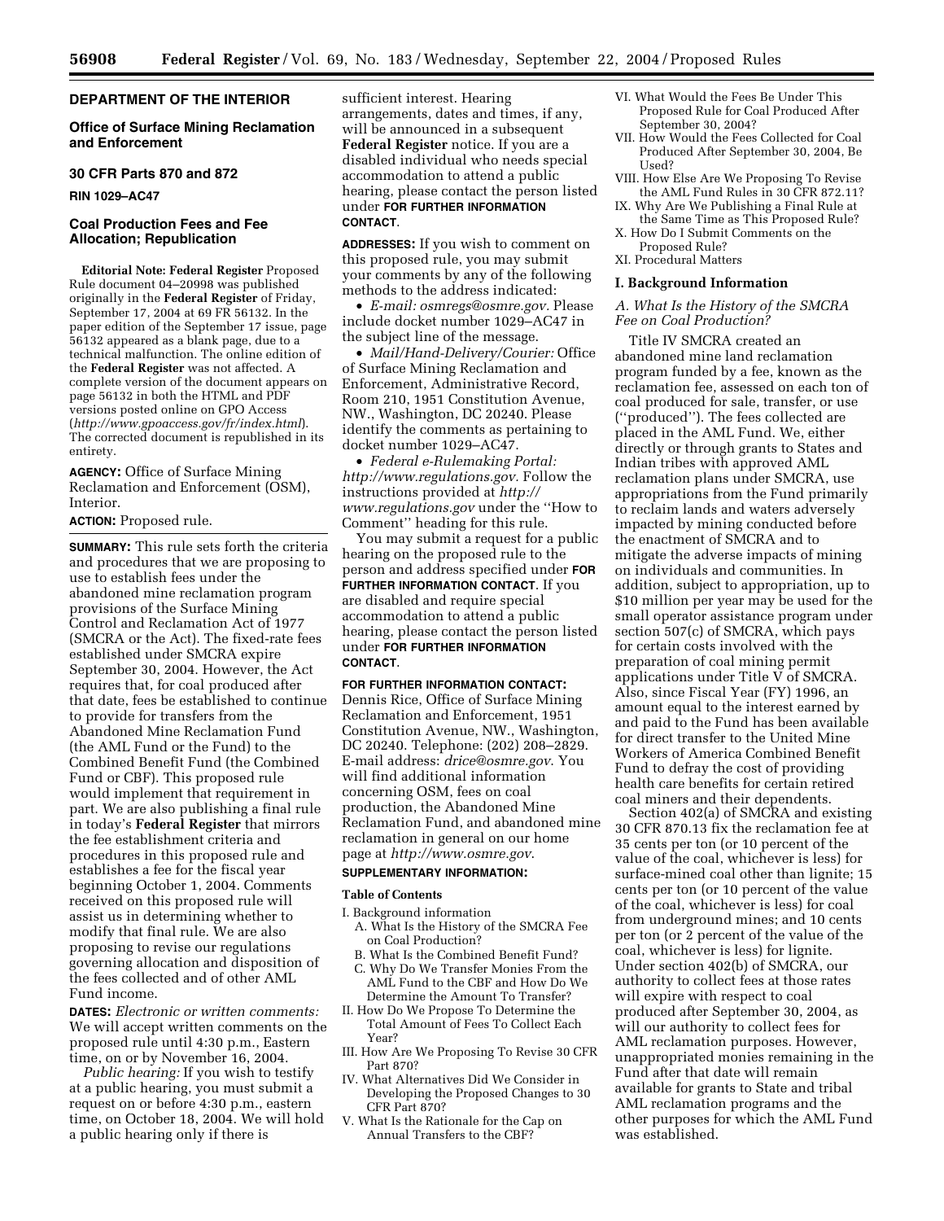**DEPARTMENT OF THE INTERIOR**

**Office of Surface Mining Reclamation and Enforcement**

**30 CFR Parts 870 and 872**

**RIN 1029–AC47**

**Coal Production Fees and Fee Allocation; Republication**

**Editorial Note: Federal Register** Proposed Rule document 04–20998 was published originally in the **Federal Register** of Friday, September 17, 2004 at 69 FR 56132. In the paper edition of the September 17 issue, page 56132 appeared as a blank page, due to a technical malfunction. The online edition of the **Federal Register** was not affected. A complete version of the document appears on page 56132 in both the HTML and PDF versions posted online on GPO Access (*http://www.gpoaccess.gov/fr/index.html*). The corrected document is republished in its entirety.

**AGENCY:** Office of Surface Mining Reclamation and Enforcement (OSM), Interior.

**ACTION:** Proposed rule.

**SUMMARY:** This rule sets forth the criteria and procedures that we are proposing to use to establish fees under the abandoned mine reclamation program provisions of the Surface Mining Control and Reclamation Act of 1977 (SMCRA or the Act). The fixed-rate fees established under SMCRA expire September 30, 2004. However, the Act requires that, for coal produced after that date, fees be established to continue to provide for transfers from the Abandoned Mine Reclamation Fund (the AML Fund or the Fund) to the Combined Benefit Fund (the Combined Fund or CBF). This proposed rule would implement that requirement in part. We are also publishing a final rule in today's **Federal Register** that mirrors the fee establishment criteria and procedures in this proposed rule and establishes a fee for the fiscal year beginning October 1, 2004. Comments received on this proposed rule will assist us in determining whether to modify that final rule. We are also proposing to revise our regulations governing allocation and disposition of the fees collected and of other AML Fund income.

**DATES:** *Electronic or written comments:* We will accept written comments on the proposed rule until 4:30 p.m., Eastern time, on or by November 16, 2004.

*Public hearing:* If you wish to testify at a public hearing, you must submit a request on or before 4:30 p.m., eastern time, on October 18, 2004. We will hold a public hearing only if there is sufficient interest. Hearing arrangements, dates and times, if any, will be announced in a subsequent **Federal Register** notice. If you are a disabled individual who needs special accommodation to attend a public hearing, please contact the person listed under **FOR FURTHER INFORMATION CONTACT**.

**ADDRESSES:** If you wish to comment on this proposed rule, you may submit your comments by any of the following methods to the address indicated:

- *E-mail: osmregs@osmre.gov*. Please include docket number 1029–AC47 in the subject line of the message.
- *Mail/Hand-Delivery/Courier:* Office of Surface Mining Reclamation and Enforcement, Administrative Record, Room 210, 1951 Constitution Avenue, NW., Washington, DC 20240. Please identify the comments as pertaining to docket number 1029–AC47.
- *Federal e-Rulemaking Portal: http://www.regulations.gov*. Follow the instructions provided at *http://www.regulations.gov* under the ''How to Comment'' heading for this rule.

You may submit a request for a public hearing on the proposed rule to the person and address specified under **FOR FURTHER INFORMATION CONTACT**. If you are disabled and require special accommodation to attend a public hearing, please contact the person listed under **FOR FURTHER INFORMATION CONTACT**.

**FOR FURTHER INFORMATION CONTACT:** Dennis Rice, Office of Surface Mining Reclamation and Enforcement, 1951 Constitution Avenue, NW., Washington, DC 20240. Telephone: (202) 208–2829. E-mail address: *drice@osmre.gov*. You will find additional information concerning OSM, fees on coal production, the Abandoned Mine Reclamation Fund, and abandoned mine reclamation in general on our home page at *http://www.osmre.gov*.

**SUPPLEMENTARY INFORMATION:**

**Table of Contents**

I. Background information
  A. What Is the History of the SMCRA Fee on Coal Production?
  B. What Is the Combined Benefit Fund?
  C. Why Do We Transfer Monies From the AML Fund to the CBF and How Do We Determine the Amount To Transfer?
II. How Do We Propose To Determine the Total Amount of Fees To Collect Each Year?
III. How Are We Proposing To Revise 30 CFR Part 870?
IV. What Alternatives Did We Consider in Developing the Proposed Changes to 30 CFR Part 870?
V. What Is the Rationale for the Cap on Annual Transfers to the CBF?
VI. What Would the Fees Be Under This Proposed Rule for Coal Produced After September 30, 2004?
VII. How Would the Fees Collected for Coal Produced After September 30, 2004, Be Used?
VIII. How Else Are We Proposing To Revise the AML Fund Rules in 30 CFR 872.11?
IX. Why Are We Publishing a Final Rule at the Same Time as This Proposed Rule?
X. How Do I Submit Comments on the Proposed Rule?
XI. Procedural Matters

**I. Background Information**

*A. What Is the History of the SMCRA Fee on Coal Production?*

Title IV SMCRA created an abandoned mine land reclamation program funded by a fee, known as the reclamation fee, assessed on each ton of coal produced for sale, transfer, or use (''produced''). The fees collected are placed in the AML Fund. We, either directly or through grants to States and Indian tribes with approved AML reclamation plans under SMCRA, use appropriations from the Fund primarily to reclaim lands and waters adversely impacted by mining conducted before the enactment of SMCRA and to mitigate the adverse impacts of mining on individuals and communities. In addition, subject to appropriation, up to $10 million per year may be used for the small operator assistance program under section 507(c) of SMCRA, which pays for certain costs involved with the preparation of coal mining permit applications under Title V of SMCRA. Also, since Fiscal Year (FY) 1996, an amount equal to the interest earned by and paid to the Fund has been available for direct transfer to the United Mine Workers of America Combined Benefit Fund to defray the cost of providing health care benefits for certain retired coal miners and their dependents.

Section 402(a) of SMCRA and existing 30 CFR 870.13 fix the reclamation fee at 35 cents per ton (or 10 percent of the value of the coal, whichever is less) for surface-mined coal other than lignite; 15 cents per ton (or 10 percent of the value of the coal, whichever is less) for coal from underground mines; and 10 cents per ton (or 2 percent of the value of the coal, whichever is less) for lignite. Under section 402(b) of SMCRA, our authority to collect fees at those rates will expire with respect to coal produced after September 30, 2004, as will our authority to collect fees for AML reclamation purposes. However, unappropriated monies remaining in the Fund after that date will remain available for grants to State and tribal AML reclamation programs and the other purposes for which the AML Fund was established.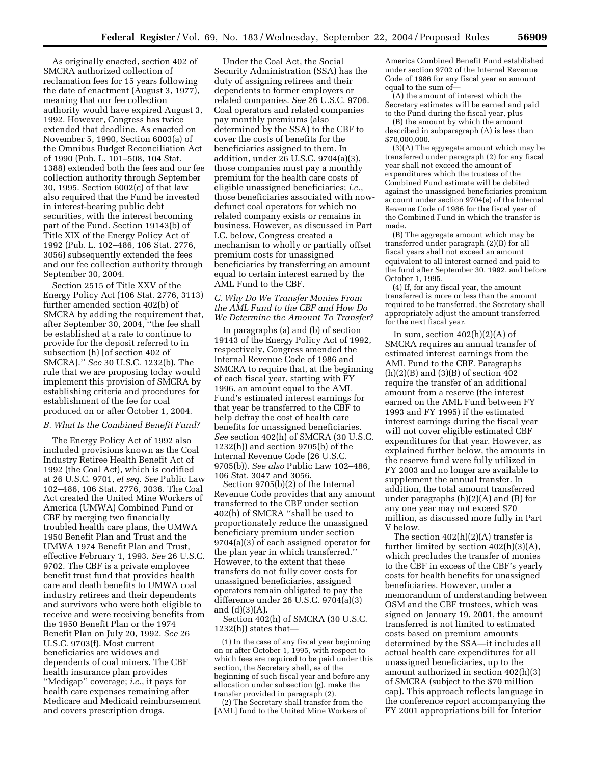As originally enacted, section 402 of SMCRA authorized collection of reclamation fees for 15 years following the date of enactment (August 3, 1977), meaning that our fee collection authority would have expired August 3, 1992. However, Congress has twice extended that deadline. As enacted on November 5, 1990, Section 6003(a) of the Omnibus Budget Reconciliation Act of 1990 (Pub. L. 101–508, 104 Stat. 1388) extended both the fees and our fee collection authority through September 30, 1995. Section 6002(c) of that law also required that the Fund be invested in interest-bearing public debt securities, with the interest becoming part of the Fund. Section 19143(b) of Title XIX of the Energy Policy Act of 1992 (Pub. L. 102–486, 106 Stat. 2776, 3056) subsequently extended the fees and our fee collection authority through September 30, 2004.

Section 2515 of Title XXV of the Energy Policy Act (106 Stat. 2776, 3113) further amended section 402(b) of SMCRA by adding the requirement that, after September 30, 2004, ''the fee shall be established at a rate to continue to provide for the deposit referred to in subsection (h) [of section 402 of SMCRA].'' *See* 30 U.S.C. 1232(b). The rule that we are proposing today would implement this provision of SMCRA by establishing criteria and procedures for establishment of the fee for coal produced on or after October 1, 2004.

### *B. What Is the Combined Benefit Fund?*

The Energy Policy Act of 1992 also included provisions known as the Coal Industry Retiree Health Benefit Act of 1992 (the Coal Act), which is codified at 26 U.S.C. 9701, *et seq. See* Public Law 102–486, 106 Stat. 2776, 3036. The Coal Act created the United Mine Workers of America (UMWA) Combined Fund or CBF by merging two financially troubled health care plans, the UMWA 1950 Benefit Plan and Trust and the UMWA 1974 Benefit Plan and Trust, effective February 1, 1993. *See* 26 U.S.C. 9702. The CBF is a private employee benefit trust fund that provides health care and death benefits to UMWA coal industry retirees and their dependents and survivors who were both eligible to receive and were receiving benefits from the 1950 Benefit Plan or the 1974 Benefit Plan on July 20, 1992. *See* 26 U.S.C. 9703(f). Most current beneficiaries are widows and dependents of coal miners. The CBF health insurance plan provides ''Medigap'' coverage; *i.e.*, it pays for health care expenses remaining after Medicare and Medicaid reimbursement and covers prescription drugs.

Under the Coal Act, the Social Security Administration (SSA) has the duty of assigning retirees and their dependents to former employers or related companies. *See* 26 U.S.C. 9706. Coal operators and related companies pay monthly premiums (also determined by the SSA) to the CBF to cover the costs of benefits for the beneficiaries assigned to them. In addition, under 26 U.S.C. 9704(a)(3), those companies must pay a monthly premium for the health care costs of eligible unassigned beneficiaries; *i.e.*, those beneficiaries associated with now-defunct coal operators for which no related company exists or remains in business. However, as discussed in Part I.C. below, Congress created a mechanism to wholly or partially offset premium costs for unassigned beneficiaries by transferring an amount equal to certain interest earned by the AML Fund to the CBF.

### *C. Why Do We Transfer Monies From the AML Fund to the CBF and How Do We Determine the Amount To Transfer?*

In paragraphs (a) and (b) of section 19143 of the Energy Policy Act of 1992, respectively, Congress amended the Internal Revenue Code of 1986 and SMCRA to require that, at the beginning of each fiscal year, starting with FY 1996, an amount equal to the AML Fund's estimated interest earnings for that year be transferred to the CBF to help defray the cost of health care benefits for unassigned beneficiaries. *See* section 402(h) of SMCRA (30 U.S.C. 1232(h)) and section 9705(b) of the Internal Revenue Code (26 U.S.C. 9705(b)). *See also* Public Law 102–486, 106 Stat. 3047 and 3056.

Section 9705(b)(2) of the Internal Revenue Code provides that any amount transferred to the CBF under section 402(h) of SMCRA ''shall be used to proportionately reduce the unassigned beneficiary premium under section 9704(a)(3) of each assigned operator for the plan year in which transferred.'' However, to the extent that these transfers do not fully cover costs for unassigned beneficiaries, assigned operators remain obligated to pay the difference under 26 U.S.C. 9704(a)(3) and (d)(3)(A).

Section 402(h) of SMCRA (30 U.S.C. 1232(h)) states that—

> (1) In the case of any fiscal year beginning on or after October 1, 1995, with respect to which fees are required to be paid under this section, the Secretary shall, as of the beginning of such fiscal year and before any allocation under subsection (g), make the transfer provided in paragraph (2).
>
> (2) The Secretary shall transfer from the [AML] fund to the United Mine Workers of America Combined Benefit Fund established under section 9702 of the Internal Revenue Code of 1986 for any fiscal year an amount equal to the sum of—
>
> (A) the amount of interest which the Secretary estimates will be earned and paid to the Fund during the fiscal year, plus
>
> (B) the amount by which the amount described in subparagraph (A) is less than $70,000,000.
>
> (3)(A) The aggregate amount which may be transferred under paragraph (2) for any fiscal year shall not exceed the amount of expenditures which the trustees of the Combined Fund estimate will be debited against the unassigned beneficiaries premium account under section 9704(e) of the Internal Revenue Code of 1986 for the fiscal year of the Combined Fund in which the transfer is made.
>
> (B) The aggregate amount which may be transferred under paragraph (2)(B) for all fiscal years shall not exceed an amount equivalent to all interest earned and paid to the fund after September 30, 1992, and before October 1, 1995.
>
> (4) If, for any fiscal year, the amount transferred is more or less than the amount required to be transferred, the Secretary shall appropriately adjust the amount transferred for the next fiscal year.

In sum, section 402(h)(2)(A) of SMCRA requires an annual transfer of estimated interest earnings from the AML Fund to the CBF. Paragraphs (h)(2)(B) and (3)(B) of section 402 require the transfer of an additional amount from a reserve (the interest earned on the AML Fund between FY 1993 and FY 1995) if the estimated interest earnings during the fiscal year will not cover eligible estimated CBF expenditures for that year. However, as explained further below, the amounts in the reserve fund were fully utilized in FY 2003 and no longer are available to supplement the annual transfer. In addition, the total amount transferred under paragraphs (h)(2)(A) and (B) for any one year may not exceed $70 million, as discussed more fully in Part V below.

The section 402(h)(2)(A) transfer is further limited by section 402(h)(3)(A), which precludes the transfer of monies to the CBF in excess of the CBF's yearly costs for health benefits for unassigned beneficiaries. However, under a memorandum of understanding between OSM and the CBF trustees, which was signed on January 19, 2001, the amount transferred is not limited to estimated costs based on premium amounts determined by the SSA—it includes all actual health care expenditures for all unassigned beneficiaries, up to the amount authorized in section 402(h)(3) of SMCRA (subject to the $70 million cap). This approach reflects language in the conference report accompanying the FY 2001 appropriations bill for Interior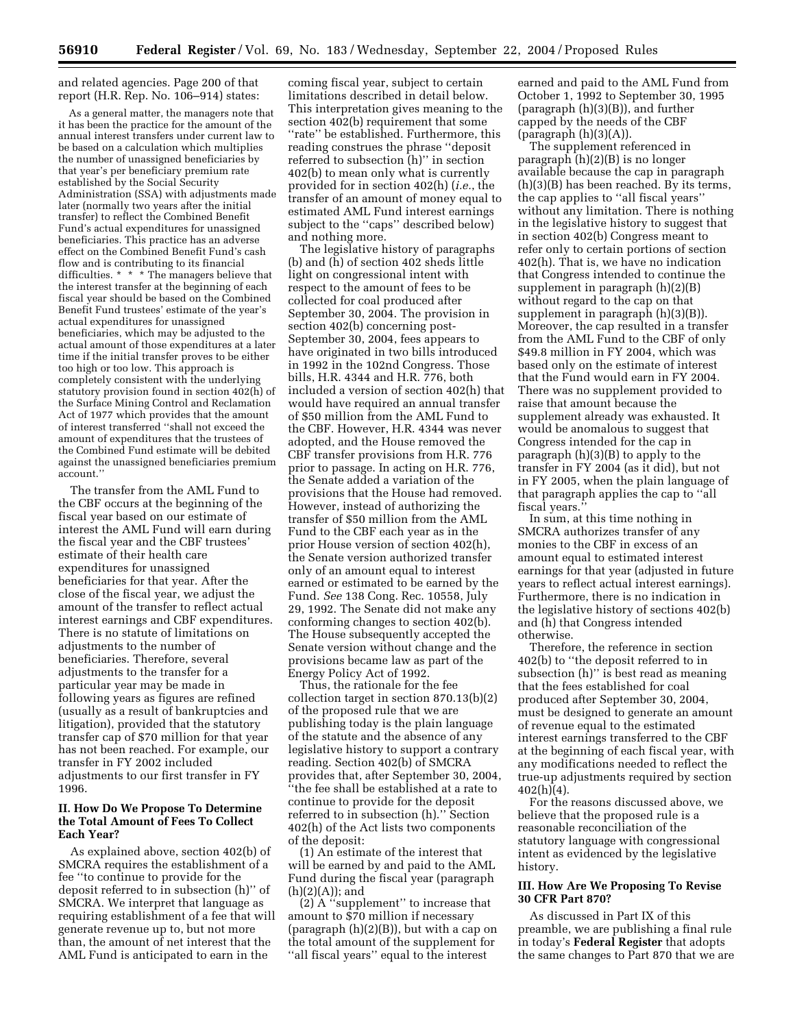and related agencies. Page 200 of that report (H.R. Rep. No. 106–914) states:

> As a general matter, the managers note that it has been the practice for the amount of the annual interest transfers under current law to be based on a calculation which multiplies the number of unassigned beneficiaries by that year's per beneficiary premium rate established by the Social Security Administration (SSA) with adjustments made later (normally two years after the initial transfer) to reflect the Combined Benefit Fund's actual expenditures for unassigned beneficiaries. This practice has an adverse effect on the Combined Benefit Fund's cash flow and is contributing to its financial difficulties. * * * The managers believe that the interest transfer at the beginning of each fiscal year should be based on the Combined Benefit Fund trustees' estimate of the year's actual expenditures for unassigned beneficiaries, which may be adjusted to the actual amount of those expenditures at a later time if the initial transfer proves to be either too high or too low. This approach is completely consistent with the underlying statutory provision found in section 402(h) of the Surface Mining Control and Reclamation Act of 1977 which provides that the amount of interest transferred ''shall not exceed the amount of expenditures that the trustees of the Combined Fund estimate will be debited against the unassigned beneficiaries premium account.''

The transfer from the AML Fund to the CBF occurs at the beginning of the fiscal year based on our estimate of interest the AML Fund will earn during the fiscal year and the CBF trustees' estimate of their health care expenditures for unassigned beneficiaries for that year. After the close of the fiscal year, we adjust the amount of the transfer to reflect actual interest earnings and CBF expenditures. There is no statute of limitations on adjustments to the number of beneficiaries. Therefore, several adjustments to the transfer for a particular year may be made in following years as figures are refined (usually as a result of bankruptcies and litigation), provided that the statutory transfer cap of $70 million for that year has not been reached. For example, our transfer in FY 2002 included adjustments to our first transfer in FY 1996.

## II. How Do We Propose To Determine the Total Amount of Fees To Collect Each Year?

As explained above, section 402(b) of SMCRA requires the establishment of a fee ''to continue to provide for the deposit referred to in subsection (h)'' of SMCRA. We interpret that language as requiring establishment of a fee that will generate revenue up to, but not more than, the amount of net interest that the AML Fund is anticipated to earn in the coming fiscal year, subject to certain limitations described in detail below. This interpretation gives meaning to the section 402(b) requirement that some ''rate'' be established. Furthermore, this reading construes the phrase ''deposit referred to in subsection (h)'' in section 402(b) to mean only what is currently provided for in section 402(h) (*i.e.,* the transfer of an amount of money equal to estimated AML Fund interest earnings subject to the ''caps'' described below) and nothing more.

The legislative history of paragraphs (b) and (h) of section 402 sheds little light on congressional intent with respect to the amount of fees to be collected for coal produced after September 30, 2004. The provision in section 402(b) concerning post-September 30, 2004, fees appears to have originated in two bills introduced in 1992 in the 102nd Congress. Those bills, H.R. 4344 and H.R. 776, both included a version of section 402(h) that would have required an annual transfer of $50 million from the AML Fund to the CBF. However, H.R. 4344 was never adopted, and the House removed the CBF transfer provisions from H.R. 776 prior to passage. In acting on H.R. 776, the Senate added a variation of the provisions that the House had removed. However, instead of authorizing the transfer of $50 million from the AML Fund to the CBF each year as in the prior House version of section 402(h), the Senate version authorized transfer only of an amount equal to interest earned or estimated to be earned by the Fund. *See* 138 Cong. Rec. 10558, July 29, 1992. The Senate did not make any conforming changes to section 402(b). The House subsequently accepted the Senate version without change and the provisions became law as part of the Energy Policy Act of 1992.

Thus, the rationale for the fee collection target in section 870.13(b)(2) of the proposed rule that we are publishing today is the plain language of the statute and the absence of any legislative history to support a contrary reading. Section 402(b) of SMCRA provides that, after September 30, 2004, ''the fee shall be established at a rate to continue to provide for the deposit referred to in subsection (h).'' Section 402(h) of the Act lists two components of the deposit:

(1) An estimate of the interest that will be earned by and paid to the AML Fund during the fiscal year (paragraph (h)(2)(A)); and

(2) A ''supplement'' to increase that amount to $70 million if necessary (paragraph (h)(2)(B)), but with a cap on the total amount of the supplement for ''all fiscal years'' equal to the interest earned and paid to the AML Fund from October 1, 1992 to September 30, 1995 (paragraph (h)(3)(B)), and further capped by the needs of the CBF (paragraph (h)(3)(A)).

The supplement referenced in paragraph (h)(2)(B) is no longer available because the cap in paragraph (h)(3)(B) has been reached. By its terms, the cap applies to ''all fiscal years'' without any limitation. There is nothing in the legislative history to suggest that in section 402(b) Congress meant to refer only to certain portions of section 402(h). That is, we have no indication that Congress intended to continue the supplement in paragraph (h)(2)(B) without regard to the cap on that supplement in paragraph (h)(3)(B)). Moreover, the cap resulted in a transfer from the AML Fund to the CBF of only $49.8 million in FY 2004, which was based only on the estimate of interest that the Fund would earn in FY 2004. There was no supplement provided to raise that amount because the supplement already was exhausted. It would be anomalous to suggest that Congress intended for the cap in paragraph (h)(3)(B) to apply to the transfer in FY 2004 (as it did), but not in FY 2005, when the plain language of that paragraph applies the cap to ''all fiscal years.''

In sum, at this time nothing in SMCRA authorizes transfer of any monies to the CBF in excess of an amount equal to estimated interest earnings for that year (adjusted in future years to reflect actual interest earnings). Furthermore, there is no indication in the legislative history of sections 402(b) and (h) that Congress intended otherwise.

Therefore, the reference in section 402(b) to ''the deposit referred to in subsection (h)'' is best read as meaning that the fees established for coal produced after September 30, 2004, must be designed to generate an amount of revenue equal to the estimated interest earnings transferred to the CBF at the beginning of each fiscal year, with any modifications needed to reflect the true-up adjustments required by section 402(h)(4).

For the reasons discussed above, we believe that the proposed rule is a reasonable reconciliation of the statutory language with congressional intent as evidenced by the legislative history.

## III. How Are We Proposing To Revise 30 CFR Part 870?

As discussed in Part IX of this preamble, we are publishing a final rule in today's **Federal Register** that adopts the same changes to Part 870 that we are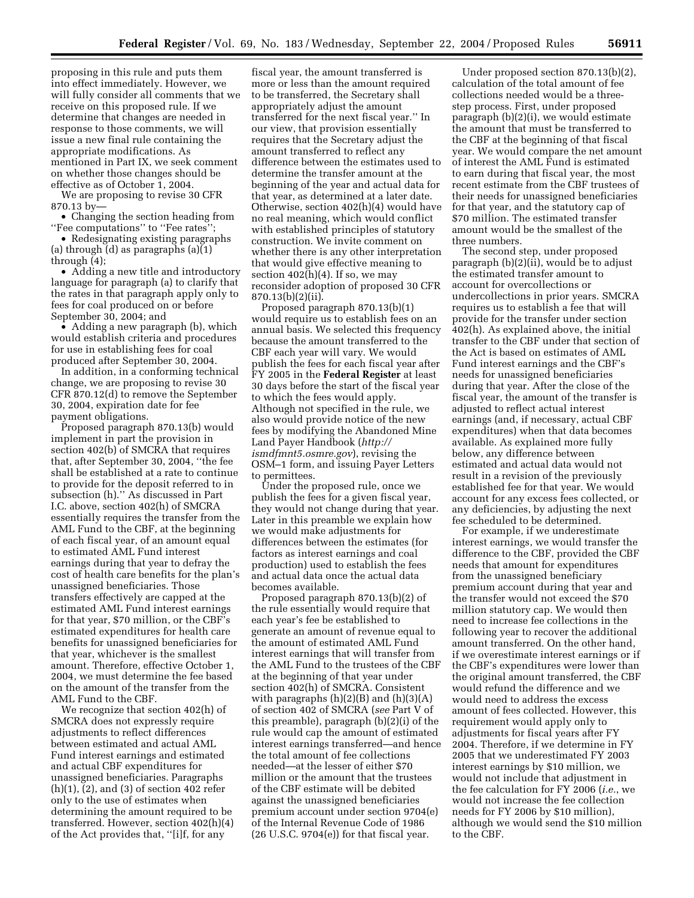proposing in this rule and puts them into effect immediately. However, we will fully consider all comments that we receive on this proposed rule. If we determine that changes are needed in response to those comments, we will issue a new final rule containing the appropriate modifications. As mentioned in Part IX, we seek comment on whether those changes should be effective as of October 1, 2004.

We are proposing to revise 30 CFR 870.13 by—

- Changing the section heading from "Fee computations" to "Fee rates";
- Redesignating existing paragraphs (a) through (d) as paragraphs (a)(1) through (4);
- Adding a new title and introductory language for paragraph (a) to clarify that the rates in that paragraph apply only to fees for coal produced on or before September 30, 2004; and
- Adding a new paragraph (b), which would establish criteria and procedures for use in establishing fees for coal produced after September 30, 2004.

In addition, in a conforming technical change, we are proposing to revise 30 CFR 870.12(d) to remove the September 30, 2004, expiration date for fee payment obligations.

Proposed paragraph 870.13(b) would implement in part the provision in section 402(b) of SMCRA that requires that, after September 30, 2004, "the fee shall be established at a rate to continue to provide for the deposit referred to in subsection (h)." As discussed in Part I.C. above, section 402(h) of SMCRA essentially requires the transfer from the AML Fund to the CBF, at the beginning of each fiscal year, of an amount equal to estimated AML Fund interest earnings during that year to defray the cost of health care benefits for the plan's unassigned beneficiaries. Those transfers effectively are capped at the estimated AML Fund interest earnings for that year, $70 million, or the CBF's estimated expenditures for health care benefits for unassigned beneficiaries for that year, whichever is the smallest amount. Therefore, effective October 1, 2004, we must determine the fee based on the amount of the transfer from the AML Fund to the CBF.

We recognize that section 402(h) of SMCRA does not expressly require adjustments to reflect differences between estimated and actual AML Fund interest earnings and estimated and actual CBF expenditures for unassigned beneficiaries. Paragraphs (h)(1), (2), and (3) of section 402 refer only to the use of estimates when determining the amount required to be transferred. However, section 402(h)(4) of the Act provides that, "[i]f, for any fiscal year, the amount transferred is more or less than the amount required to be transferred, the Secretary shall appropriately adjust the amount transferred for the next fiscal year." In our view, that provision essentially requires that the Secretary adjust the amount transferred to reflect any difference between the estimates used to determine the transfer amount at the beginning of the year and actual data for that year, as determined at a later date. Otherwise, section 402(h)(4) would have no real meaning, which would conflict with established principles of statutory construction. We invite comment on whether there is any other interpretation that would give effective meaning to section 402(h)(4). If so, we may reconsider adoption of proposed 30 CFR 870.13(b)(2)(ii).

Proposed paragraph 870.13(b)(1) would require us to establish fees on an annual basis. We selected this frequency because the amount transferred to the CBF each year will vary. We would publish the fees for each fiscal year after FY 2005 in the **Federal Register** at least 30 days before the start of the fiscal year to which the fees would apply. Although not specified in the rule, we also would provide notice of the new fees by modifying the Abandoned Mine Land Payer Handbook (*http://ismdfmnt5.osmre.gov*), revising the OSM–1 form, and issuing Payer Letters to permittees.

Under the proposed rule, once we publish the fees for a given fiscal year, they would not change during that year. Later in this preamble we explain how we would make adjustments for differences between the estimates (for factors as interest earnings and coal production) used to establish the fees and actual data once the actual data becomes available.

Proposed paragraph 870.13(b)(2) of the rule essentially would require that each year's fee be established to generate an amount of revenue equal to the amount of estimated AML Fund interest earnings that will transfer from the AML Fund to the trustees of the CBF at the beginning of that year under section 402(h) of SMCRA. Consistent with paragraphs (h)(2)(B) and (h)(3)(A) of section 402 of SMCRA (*see* Part V of this preamble), paragraph (b)(2)(i) of the rule would cap the amount of estimated interest earnings transferred—and hence the total amount of fee collections needed—at the lesser of either $70 million or the amount that the trustees of the CBF estimate will be debited against the unassigned beneficiaries premium account under section 9704(e) of the Internal Revenue Code of 1986 (26 U.S.C. 9704(e)) for that fiscal year.

Under proposed section 870.13(b)(2), calculation of the total amount of fee collections needed would be a three-step process. First, under proposed paragraph (b)(2)(i), we would estimate the amount that must be transferred to the CBF at the beginning of that fiscal year. We would compare the net amount of interest the AML Fund is estimated to earn during that fiscal year, the most recent estimate from the CBF trustees of their needs for unassigned beneficiaries for that year, and the statutory cap of $70 million. The estimated transfer amount would be the smallest of the three numbers.

The second step, under proposed paragraph (b)(2)(ii), would be to adjust the estimated transfer amount to account for overcollections or undercollections in prior years. SMCRA requires us to establish a fee that will provide for the transfer under section 402(h). As explained above, the initial transfer to the CBF under that section of the Act is based on estimates of AML Fund interest earnings and the CBF's needs for unassigned beneficiaries during that year. After the close of the fiscal year, the amount of the transfer is adjusted to reflect actual interest earnings (and, if necessary, actual CBF expenditures) when that data becomes available. As explained more fully below, any difference between estimated and actual data would not result in a revision of the previously established fee for that year. We would account for any excess fees collected, or any deficiencies, by adjusting the next fee scheduled to be determined.

For example, if we underestimate interest earnings, we would transfer the difference to the CBF, provided the CBF needs that amount for expenditures from the unassigned beneficiary premium account during that year and the transfer would not exceed the $70 million statutory cap. We would then need to increase fee collections in the following year to recover the additional amount transferred. On the other hand, if we overestimate interest earnings or if the CBF's expenditures were lower than the original amount transferred, the CBF would refund the difference and we would need to address the excess amount of fees collected. However, this requirement would apply only to adjustments for fiscal years after FY 2004. Therefore, if we determine in FY 2005 that we underestimated FY 2003 interest earnings by $10 million, we would not include that adjustment in the fee calculation for FY 2006 (*i.e.*, we would not increase the fee collection needs for FY 2006 by $10 million), although we would send the $10 million to the CBF.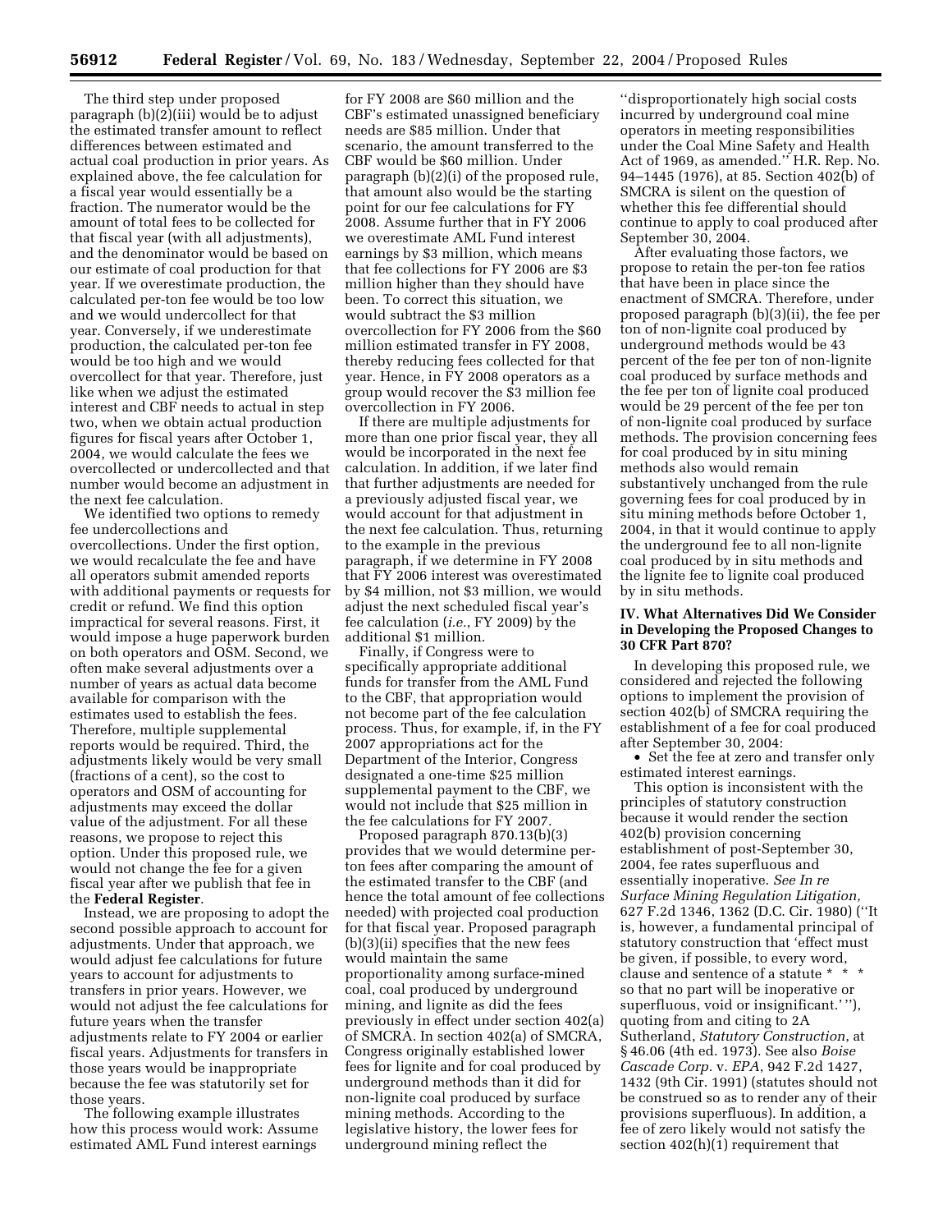The third step under proposed paragraph (b)(2)(iii) would be to adjust the estimated transfer amount to reflect differences between estimated and actual coal production in prior years. As explained above, the fee calculation for a fiscal year would essentially be a fraction. The numerator would be the amount of total fees to be collected for that fiscal year (with all adjustments), and the denominator would be based on our estimate of coal production for that year. If we overestimate production, the calculated per-ton fee would be too low and we would undercollect for that year. Conversely, if we underestimate production, the calculated per-ton fee would be too high and we would overcollect for that year. Therefore, just like when we adjust the estimated interest and CBF needs to actual in step two, when we obtain actual production figures for fiscal years after October 1, 2004, we would calculate the fees we overcollected or undercollected and that number would become an adjustment in the next fee calculation.

We identified two options to remedy fee undercollections and overcollections. Under the first option, we would recalculate the fee and have all operators submit amended reports with additional payments or requests for credit or refund. We find this option impractical for several reasons. First, it would impose a huge paperwork burden on both operators and OSM. Second, we often make several adjustments over a number of years as actual data become available for comparison with the estimates used to establish the fees. Therefore, multiple supplemental reports would be required. Third, the adjustments likely would be very small (fractions of a cent), so the cost to operators and OSM of accounting for adjustments may exceed the dollar value of the adjustment. For all these reasons, we propose to reject this option. Under this proposed rule, we would not change the fee for a given fiscal year after we publish that fee in the **Federal Register**.

Instead, we are proposing to adopt the second possible approach to account for adjustments. Under that approach, we would adjust fee calculations for future years to account for adjustments to transfers in prior years. However, we would not adjust the fee calculations for future years when the transfer adjustments relate to FY 2004 or earlier fiscal years. Adjustments for transfers in those years would be inappropriate because the fee was statutorily set for those years.

The following example illustrates how this process would work: Assume estimated AML Fund interest earnings for FY 2008 are $60 million and the CBF's estimated unassigned beneficiary needs are $85 million. Under that scenario, the amount transferred to the CBF would be $60 million. Under paragraph (b)(2)(i) of the proposed rule, that amount also would be the starting point for our fee calculations for FY 2008. Assume further that in FY 2006 we overestimate AML Fund interest earnings by $3 million, which means that fee collections for FY 2006 are $3 million higher than they should have been. To correct this situation, we would subtract the $3 million overcollection for FY 2006 from the $60 million estimated transfer in FY 2008, thereby reducing fees collected for that year. Hence, in FY 2008 operators as a group would recover the $3 million fee overcollection in FY 2006.

If there are multiple adjustments for more than one prior fiscal year, they all would be incorporated in the next fee calculation. In addition, if we later find that further adjustments are needed for a previously adjusted fiscal year, we would account for that adjustment in the next fee calculation. Thus, returning to the example in the previous paragraph, if we determine in FY 2008 that FY 2006 interest was overestimated by $4 million, not $3 million, we would adjust the next scheduled fiscal year's fee calculation (*i.e.*, FY 2009) by the additional $1 million.

Finally, if Congress were to specifically appropriate additional funds for transfer from the AML Fund to the CBF, that appropriation would not become part of the fee calculation process. Thus, for example, if, in the FY 2007 appropriations act for the Department of the Interior, Congress designated a one-time $25 million supplemental payment to the CBF, we would not include that $25 million in the fee calculations for FY 2007.

Proposed paragraph 870.13(b)(3) provides that we would determine per-ton fees after comparing the amount of the estimated transfer to the CBF (and hence the total amount of fee collections needed) with projected coal production for that fiscal year. Proposed paragraph (b)(3)(ii) specifies that the new fees would maintain the same proportionality among surface-mined coal, coal produced by underground mining, and lignite as did the fees previously in effect under section 402(a) of SMCRA. In section 402(a) of SMCRA, Congress originally established lower fees for lignite and for coal produced by underground methods than it did for non-lignite coal produced by surface mining methods. According to the legislative history, the lower fees for underground mining reflect the ''disproportionately high social costs incurred by underground coal mine operators in meeting responsibilities under the Coal Mine Safety and Health Act of 1969, as amended.'' H.R. Rep. No. 94–1445 (1976), at 85. Section 402(b) of SMCRA is silent on the question of whether this fee differential should continue to apply to coal produced after September 30, 2004.

After evaluating those factors, we propose to retain the per-ton fee ratios that have been in place since the enactment of SMCRA. Therefore, under proposed paragraph (b)(3)(ii), the fee per ton of non-lignite coal produced by underground methods would be 43 percent of the fee per ton of non-lignite coal produced by surface methods and the fee per ton of lignite coal produced would be 29 percent of the fee per ton of non-lignite coal produced by surface methods. The provision concerning fees for coal produced by in situ mining methods also would remain substantively unchanged from the rule governing fees for coal produced by in situ mining methods before October 1, 2004, in that it would continue to apply the underground fee to all non-lignite coal produced by in situ methods and the lignite fee to lignite coal produced by in situ methods.

## IV. What Alternatives Did We Consider in Developing the Proposed Changes to 30 CFR Part 870?

In developing this proposed rule, we considered and rejected the following options to implement the provision of section 402(b) of SMCRA requiring the establishment of a fee for coal produced after September 30, 2004:

- Set the fee at zero and transfer only estimated interest earnings.

This option is inconsistent with the principles of statutory construction because it would render the section 402(b) provision concerning establishment of post-September 30, 2004, fee rates superfluous and essentially inoperative. *See In re Surface Mining Regulation Litigation,* 627 F.2d 1346, 1362 (D.C. Cir. 1980) (''It is, however, a fundamental principal of statutory construction that 'effect must be given, if possible, to every word, clause and sentence of a statute * * * so that no part will be inoperative or superfluous, void or insignificant.' ''), quoting from and citing to 2A Sutherland, *Statutory Construction*, at § 46.06 (4th ed. 1973). See also *Boise Cascade Corp.* v. *EPA*, 942 F.2d 1427, 1432 (9th Cir. 1991) (statutes should not be construed so as to render any of their provisions superfluous). In addition, a fee of zero likely would not satisfy the section 402(h)(1) requirement that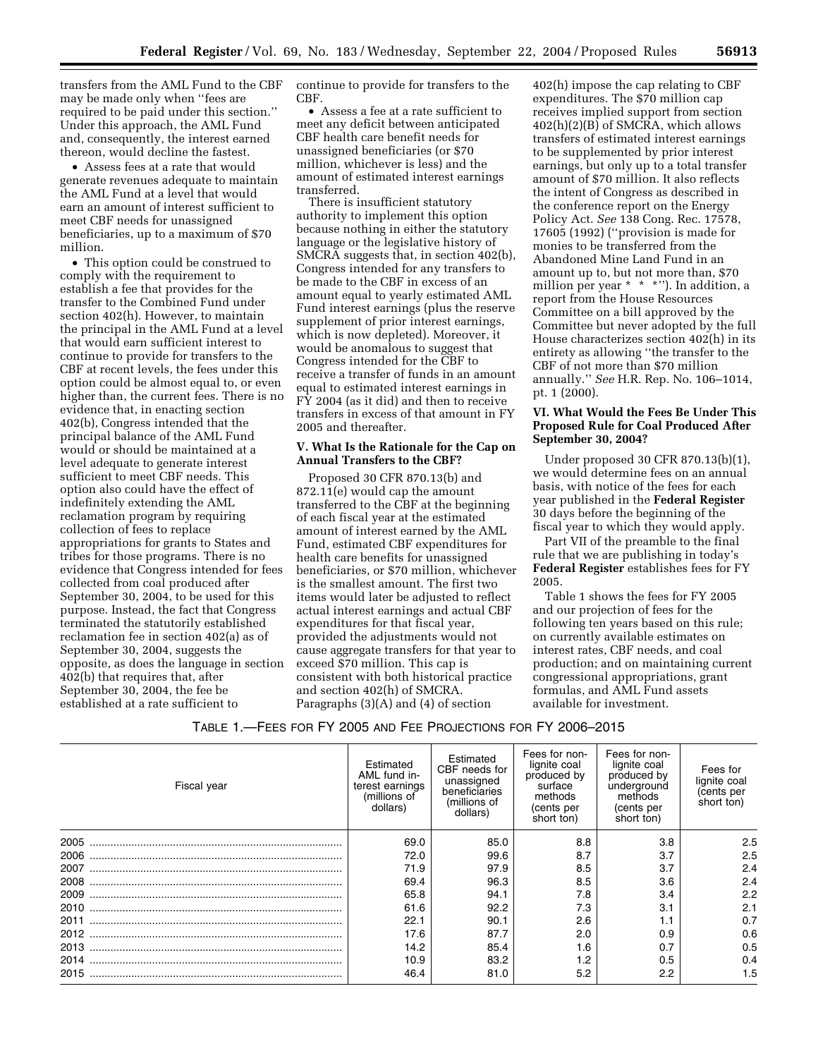transfers from the AML Fund to the CBF may be made only when ''fees are required to be paid under this section.'' Under this approach, the AML Fund and, consequently, the interest earned thereon, would decline the fastest.

• Assess fees at a rate that would generate revenues adequate to maintain the AML Fund at a level that would earn an amount of interest sufficient to meet CBF needs for unassigned beneficiaries, up to a maximum of $70 million.

• This option could be construed to comply with the requirement to establish a fee that provides for the transfer to the Combined Fund under section 402(h). However, to maintain the principal in the AML Fund at a level that would earn sufficient interest to continue to provide for transfers to the CBF at recent levels, the fees under this option could be almost equal to, or even higher than, the current fees. There is no evidence that, in enacting section 402(b), Congress intended that the principal balance of the AML Fund would or should be maintained at a level adequate to generate interest sufficient to meet CBF needs. This option also could have the effect of indefinitely extending the AML reclamation program by requiring collection of fees to replace appropriations for grants to States and tribes for those programs. There is no evidence that Congress intended for fees collected from coal produced after September 30, 2004, to be used for this purpose. Instead, the fact that Congress terminated the statutorily established reclamation fee in section 402(a) as of September 30, 2004, suggests the opposite, as does the language in section 402(b) that requires that, after September 30, 2004, the fee be established at a rate sufficient to continue to provide for transfers to the CBF.

• Assess a fee at a rate sufficient to meet any deficit between anticipated CBF health care benefit needs for unassigned beneficiaries (or $70 million, whichever is less) and the amount of estimated interest earnings transferred.

There is insufficient statutory authority to implement this option because nothing in either the statutory language or the legislative history of SMCRA suggests that, in section 402(b), Congress intended for any transfers to be made to the CBF in excess of an amount equal to yearly estimated AML Fund interest earnings (plus the reserve supplement of prior interest earnings, which is now depleted). Moreover, it would be anomalous to suggest that Congress intended for the CBF to receive a transfer of funds in an amount equal to estimated interest earnings in FY 2004 (as it did) and then to receive transfers in excess of that amount in FY 2005 and thereafter.

## V. What Is the Rationale for the Cap on Annual Transfers to the CBF?

Proposed 30 CFR 870.13(b) and 872.11(e) would cap the amount transferred to the CBF at the beginning of each fiscal year at the estimated amount of interest earned by the AML Fund, estimated CBF expenditures for health care benefits for unassigned beneficiaries, or $70 million, whichever is the smallest amount. The first two items would later be adjusted to reflect actual interest earnings and actual CBF expenditures for that fiscal year, provided the adjustments would not cause aggregate transfers for that year to exceed $70 million. This cap is consistent with both historical practice and section 402(h) of SMCRA. Paragraphs (3)(A) and (4) of section 402(h) impose the cap relating to CBF expenditures. The $70 million cap receives implied support from section 402(h)(2)(B) of SMCRA, which allows transfers of estimated interest earnings to be supplemented by prior interest earnings, but only up to a total transfer amount of $70 million. It also reflects the intent of Congress as described in the conference report on the Energy Policy Act. *See* 138 Cong. Rec. 17578, 17605 (1992) (''provision is made for monies to be transferred from the Abandoned Mine Land Fund in an amount up to, but not more than, $70 million per year * * *''). In addition, a report from the House Resources Committee on a bill approved by the Committee but never adopted by the full House characterizes section 402(h) in its entirety as allowing ''the transfer to the CBF of not more than $70 million annually.'' *See* H.R. Rep. No. 106–1014, pt. 1 (2000).

## VI. What Would the Fees Be Under This Proposed Rule for Coal Produced After September 30, 2004?

Under proposed 30 CFR 870.13(b)(1), we would determine fees on an annual basis, with notice of the fees for each year published in the **Federal Register** 30 days before the beginning of the fiscal year to which they would apply.

Part VII of the preamble to the final rule that we are publishing in today's **Federal Register** establishes fees for FY 2005.

Table 1 shows the fees for FY 2005 and our projection of fees for the following ten years based on this rule; on currently available estimates on interest rates, CBF needs, and coal production; and on maintaining current congressional appropriations, grant formulas, and AML Fund assets available for investment.

TABLE 1.—FEES FOR FY 2005 AND FEE PROJECTIONS FOR FY 2006–2015

| Fiscal year | Estimated AML fund interest earnings (millions of dollars) | Estimated CBF needs for unassigned beneficiaries (millions of dollars) | Fees for non-lignite coal produced by surface methods (cents per short ton) | Fees for non-lignite coal produced by underground methods (cents per short ton) | Fees for lignite coal (cents per short ton) |
|---|---|---|---|---|---|
| 2005 | 69.0 | 85.0 | 8.8 | 3.8 | 2.5 |
| 2006 | 72.0 | 99.6 | 8.7 | 3.7 | 2.5 |
| 2007 | 71.9 | 97.9 | 8.5 | 3.7 | 2.4 |
| 2008 | 69.4 | 96.3 | 8.5 | 3.6 | 2.4 |
| 2009 | 65.8 | 94.1 | 7.8 | 3.4 | 2.2 |
| 2010 | 61.6 | 92.2 | 7.3 | 3.1 | 2.1 |
| 2011 | 22.1 | 90.1 | 2.6 | 1.1 | 0.7 |
| 2012 | 17.6 | 87.7 | 2.0 | 0.9 | 0.6 |
| 2013 | 14.2 | 85.4 | 1.6 | 0.7 | 0.5 |
| 2014 | 10.9 | 83.2 | 1.2 | 0.5 | 0.4 |
| 2015 | 46.4 | 81.0 | 5.2 | 2.2 | 1.5 |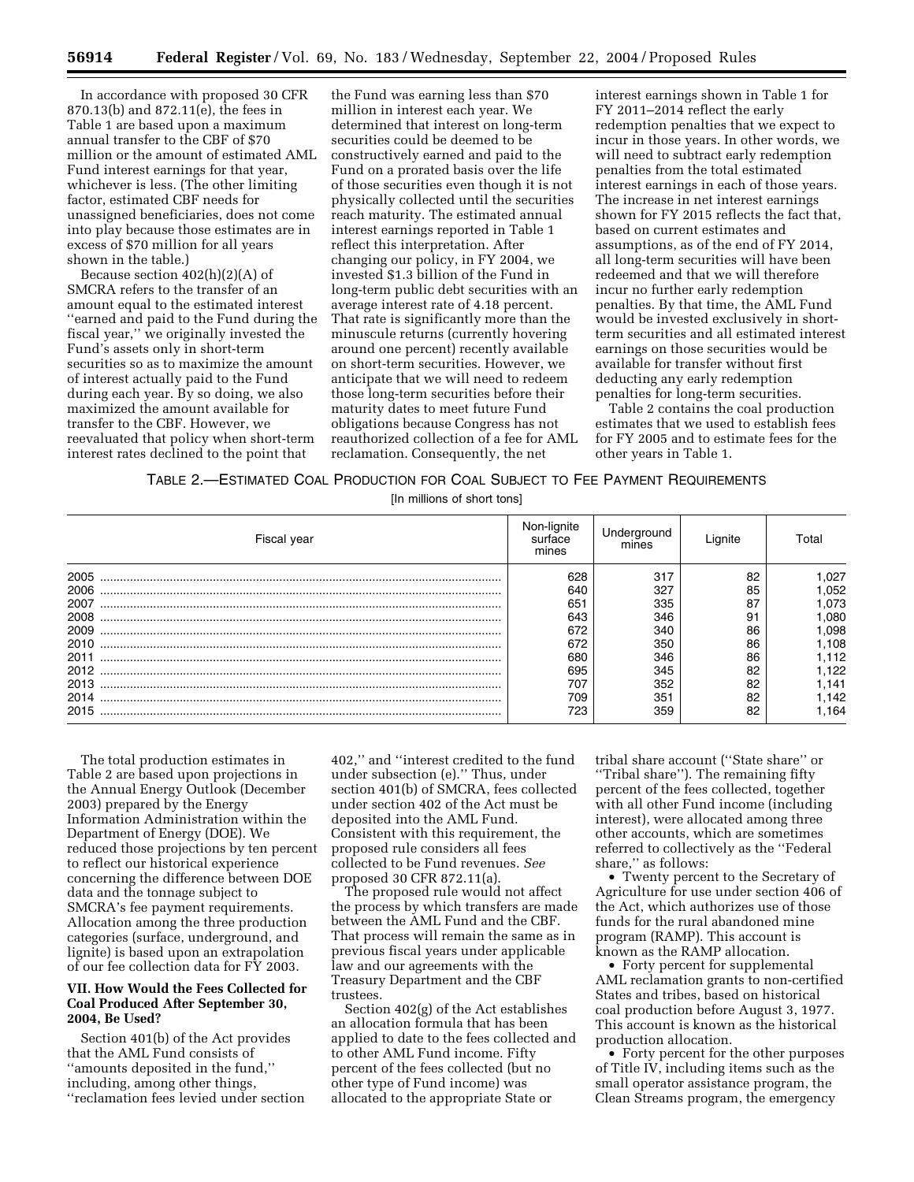In accordance with proposed 30 CFR 870.13(b) and 872.11(e), the fees in Table 1 are based upon a maximum annual transfer to the CBF of $70 million or the amount of estimated AML Fund interest earnings for that year, whichever is less. (The other limiting factor, estimated CBF needs for unassigned beneficiaries, does not come into play because those estimates are in excess of $70 million for all years shown in the table.)

Because section 402(h)(2)(A) of SMCRA refers to the transfer of an amount equal to the estimated interest ''earned and paid to the Fund during the fiscal year,'' we originally invested the Fund's assets only in short-term securities so as to maximize the amount of interest actually paid to the Fund during each year. By so doing, we also maximized the amount available for transfer to the CBF. However, we reevaluated that policy when short-term interest rates declined to the point that the Fund was earning less than $70 million in interest each year. We determined that interest on long-term securities could be deemed to be constructively earned and paid to the Fund on a prorated basis over the life of those securities even though it is not physically collected until the securities reach maturity. The estimated annual interest earnings reported in Table 1 reflect this interpretation. After changing our policy, in FY 2004, we invested $1.3 billion of the Fund in long-term public debt securities with an average interest rate of 4.18 percent. That rate is significantly more than the minuscule returns (currently hovering around one percent) recently available on short-term securities. However, we anticipate that we will need to redeem those long-term securities before their maturity dates to meet future Fund obligations because Congress has not reauthorized collection of a fee for AML reclamation. Consequently, the net interest earnings shown in Table 1 for FY 2011–2014 reflect the early redemption penalties that we expect to incur in those years. In other words, we will need to subtract early redemption penalties from the total estimated interest earnings in each of those years. The increase in net interest earnings shown for FY 2015 reflects the fact that, based on current estimates and assumptions, as of the end of FY 2014, all long-term securities will have been redeemed and that we will therefore incur no further early redemption penalties. By that time, the AML Fund would be invested exclusively in short-term securities and all estimated interest earnings on those securities would be available for transfer without first deducting any early redemption penalties for long-term securities.

Table 2 contains the coal production estimates that we used to establish fees for FY 2005 and to estimate fees for the other years in Table 1.

TABLE 2.—ESTIMATED COAL PRODUCTION FOR COAL SUBJECT TO FEE PAYMENT REQUIREMENTS

[In millions of short tons]

| Fiscal year | Non-lignite surface mines | Underground mines | Lignite | Total |
|---|---|---|---|---|
| 2005 | 628 | 317 | 82 | 1,027 |
| 2006 | 640 | 327 | 85 | 1,052 |
| 2007 | 651 | 335 | 87 | 1,073 |
| 2008 | 643 | 346 | 91 | 1,080 |
| 2009 | 672 | 340 | 86 | 1,098 |
| 2010 | 672 | 350 | 86 | 1,108 |
| 2011 | 680 | 346 | 86 | 1,112 |
| 2012 | 695 | 345 | 82 | 1,122 |
| 2013 | 707 | 352 | 82 | 1,141 |
| 2014 | 709 | 351 | 82 | 1,142 |
| 2015 | 723 | 359 | 82 | 1,164 |

The total production estimates in Table 2 are based upon projections in the Annual Energy Outlook (December 2003) prepared by the Energy Information Administration within the Department of Energy (DOE). We reduced those projections by ten percent to reflect our historical experience concerning the difference between DOE data and the tonnage subject to SMCRA's fee payment requirements. Allocation among the three production categories (surface, underground, and lignite) is based upon an extrapolation of our fee collection data for FY 2003.

### VII. How Would the Fees Collected for Coal Produced After September 30, 2004, Be Used?

Section 401(b) of the Act provides that the AML Fund consists of ''amounts deposited in the fund,'' including, among other things, ''reclamation fees levied under section 402,'' and ''interest credited to the fund under subsection (e).'' Thus, under section 401(b) of SMCRA, fees collected under section 402 of the Act must be deposited into the AML Fund. Consistent with this requirement, the proposed rule considers all fees collected to be Fund revenues. *See* proposed 30 CFR 872.11(a).

The proposed rule would not affect the process by which transfers are made between the AML Fund and the CBF. That process will remain the same as in previous fiscal years under applicable law and our agreements with the Treasury Department and the CBF trustees.

Section 402(g) of the Act establishes an allocation formula that has been applied to date to the fees collected and to other AML Fund income. Fifty percent of the fees collected (but no other type of Fund income) was allocated to the appropriate State or tribal share account (''State share'' or ''Tribal share''). The remaining fifty percent of the fees collected, together with all other Fund income (including interest), were allocated among three other accounts, which are sometimes referred to collectively as the ''Federal share,'' as follows:

- Twenty percent to the Secretary of Agriculture for use under section 406 of the Act, which authorizes use of those funds for the rural abandoned mine program (RAMP). This account is known as the RAMP allocation.
- Forty percent for supplemental AML reclamation grants to non-certified States and tribes, based on historical coal production before August 3, 1977. This account is known as the historical production allocation.
- Forty percent for the other purposes of Title IV, including items such as the small operator assistance program, the Clean Streams program, the emergency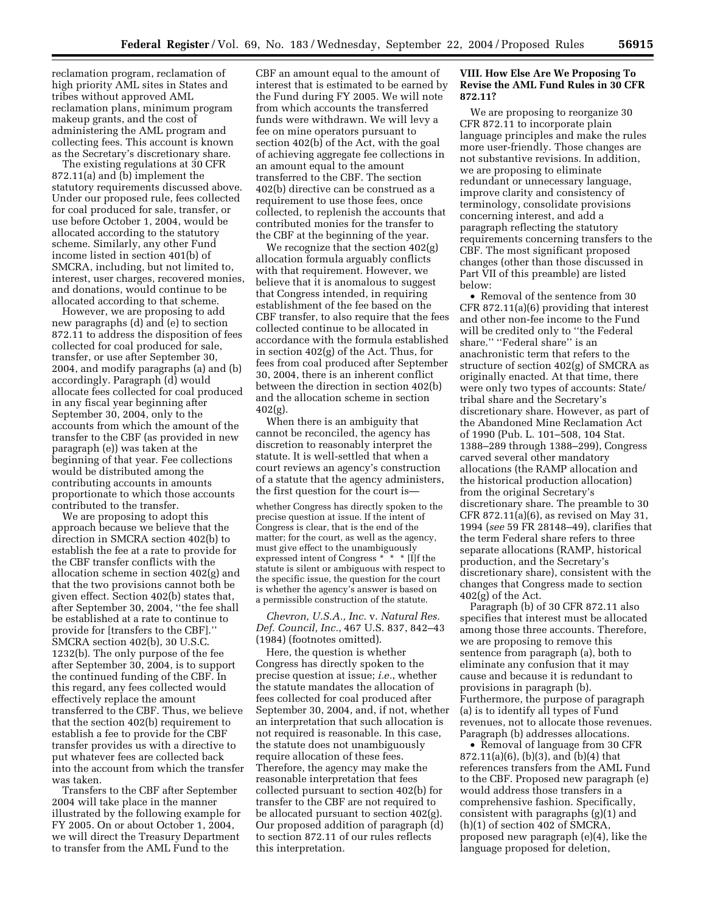reclamation program, reclamation of high priority AML sites in States and tribes without approved AML reclamation plans, minimum program makeup grants, and the cost of administering the AML program and collecting fees. This account is known as the Secretary's discretionary share.

The existing regulations at 30 CFR 872.11(a) and (b) implement the statutory requirements discussed above. Under our proposed rule, fees collected for coal produced for sale, transfer, or use before October 1, 2004, would be allocated according to the statutory scheme. Similarly, any other Fund income listed in section 401(b) of SMCRA, including, but not limited to, interest, user charges, recovered monies, and donations, would continue to be allocated according to that scheme.

However, we are proposing to add new paragraphs (d) and (e) to section 872.11 to address the disposition of fees collected for coal produced for sale, transfer, or use after September 30, 2004, and modify paragraphs (a) and (b) accordingly. Paragraph (d) would allocate fees collected for coal produced in any fiscal year beginning after September 30, 2004, only to the accounts from which the amount of the transfer to the CBF (as provided in new paragraph (e)) was taken at the beginning of that year. Fee collections would be distributed among the contributing accounts in amounts proportionate to which those accounts contributed to the transfer.

We are proposing to adopt this approach because we believe that the direction in SMCRA section 402(b) to establish the fee at a rate to provide for the CBF transfer conflicts with the allocation scheme in section 402(g) and that the two provisions cannot both be given effect. Section 402(b) states that, after September 30, 2004, "the fee shall be established at a rate to continue to provide for [transfers to the CBF]." SMCRA section 402(b), 30 U.S.C. 1232(b). The only purpose of the fee after September 30, 2004, is to support the continued funding of the CBF. In this regard, any fees collected would effectively replace the amount transferred to the CBF. Thus, we believe that the section 402(b) requirement to establish a fee to provide for the CBF transfer provides us with a directive to put whatever fees are collected back into the account from which the transfer was taken.

Transfers to the CBF after September 2004 will take place in the manner illustrated by the following example for FY 2005. On or about October 1, 2004, we will direct the Treasury Department to transfer from the AML Fund to the CBF an amount equal to the amount of interest that is estimated to be earned by the Fund during FY 2005. We will note from which accounts the transferred funds were withdrawn. We will levy a fee on mine operators pursuant to section 402(b) of the Act, with the goal of achieving aggregate fee collections in an amount equal to the amount transferred to the CBF. The section 402(b) directive can be construed as a requirement to use those fees, once collected, to replenish the accounts that contributed monies for the transfer to the CBF at the beginning of the year.

We recognize that the section 402(g) allocation formula arguably conflicts with that requirement. However, we believe that it is anomalous to suggest that Congress intended, in requiring establishment of the fee based on the CBF transfer, to also require that the fees collected continue to be allocated in accordance with the formula established in section 402(g) of the Act. Thus, for fees from coal produced after September 30, 2004, there is an inherent conflict between the direction in section 402(b) and the allocation scheme in section 402(g).

When there is an ambiguity that cannot be reconciled, the agency has discretion to reasonably interpret the statute. It is well-settled that when a court reviews an agency's construction of a statute that the agency administers, the first question for the court is—

> whether Congress has directly spoken to the precise question at issue. If the intent of Congress is clear, that is the end of the matter; for the court, as well as the agency, must give effect to the unambiguously expressed intent of Congress * * * [I]f the statute is silent or ambiguous with respect to the specific issue, the question for the court is whether the agency's answer is based on a permissible construction of the statute.

*Chevron, U.S.A., Inc.* v. *Natural Res. Def. Council, Inc.*, 467 U.S. 837, 842–43 (1984) (footnotes omitted).

Here, the question is whether Congress has directly spoken to the precise question at issue; *i.e.*, whether the statute mandates the allocation of fees collected for coal produced after September 30, 2004, and, if not, whether an interpretation that such allocation is not required is reasonable. In this case, the statute does not unambiguously require allocation of these fees. Therefore, the agency may make the reasonable interpretation that fees collected pursuant to section 402(b) for transfer to the CBF are not required to be allocated pursuant to section 402(g). Our proposed addition of paragraph (d) to section 872.11 of our rules reflects this interpretation.

### VIII. How Else Are We Proposing To Revise the AML Fund Rules in 30 CFR 872.11?

We are proposing to reorganize 30 CFR 872.11 to incorporate plain language principles and make the rules more user-friendly. Those changes are not substantive revisions. In addition, we are proposing to eliminate redundant or unnecessary language, improve clarity and consistency of terminology, consolidate provisions concerning interest, and add a paragraph reflecting the statutory requirements concerning transfers to the CBF. The most significant proposed changes (other than those discussed in Part VII of this preamble) are listed below:

- Removal of the sentence from 30 CFR 872.11(a)(6) providing that interest and other non-fee income to the Fund will be credited only to "the Federal share." "Federal share" is an anachronistic term that refers to the structure of section 402(g) of SMCRA as originally enacted. At that time, there were only two types of accounts: State/tribal share and the Secretary's discretionary share. However, as part of the Abandoned Mine Reclamation Act of 1990 (Pub. L. 101–508, 104 Stat. 1388–289 through 1388–299), Congress carved several other mandatory allocations (the RAMP allocation and the historical production allocation) from the original Secretary's discretionary share. The preamble to 30 CFR 872.11(a)(6), as revised on May 31, 1994 (*see* 59 FR 28148–49), clarifies that the term Federal share refers to three separate allocations (RAMP, historical production, and the Secretary's discretionary share), consistent with the changes that Congress made to section 402(g) of the Act.

Paragraph (b) of 30 CFR 872.11 also specifies that interest must be allocated among those three accounts. Therefore, we are proposing to remove this sentence from paragraph (a), both to eliminate any confusion that it may cause and because it is redundant to provisions in paragraph (b). Furthermore, the purpose of paragraph (a) is to identify all types of Fund revenues, not to allocate those revenues. Paragraph (b) addresses allocations.

- Removal of language from 30 CFR 872.11(a)(6), (b)(3), and (b)(4) that references transfers from the AML Fund to the CBF. Proposed new paragraph (e) would address those transfers in a comprehensive fashion. Specifically, consistent with paragraphs (g)(1) and (h)(1) of section 402 of SMCRA, proposed new paragraph (e)(4), like the language proposed for deletion,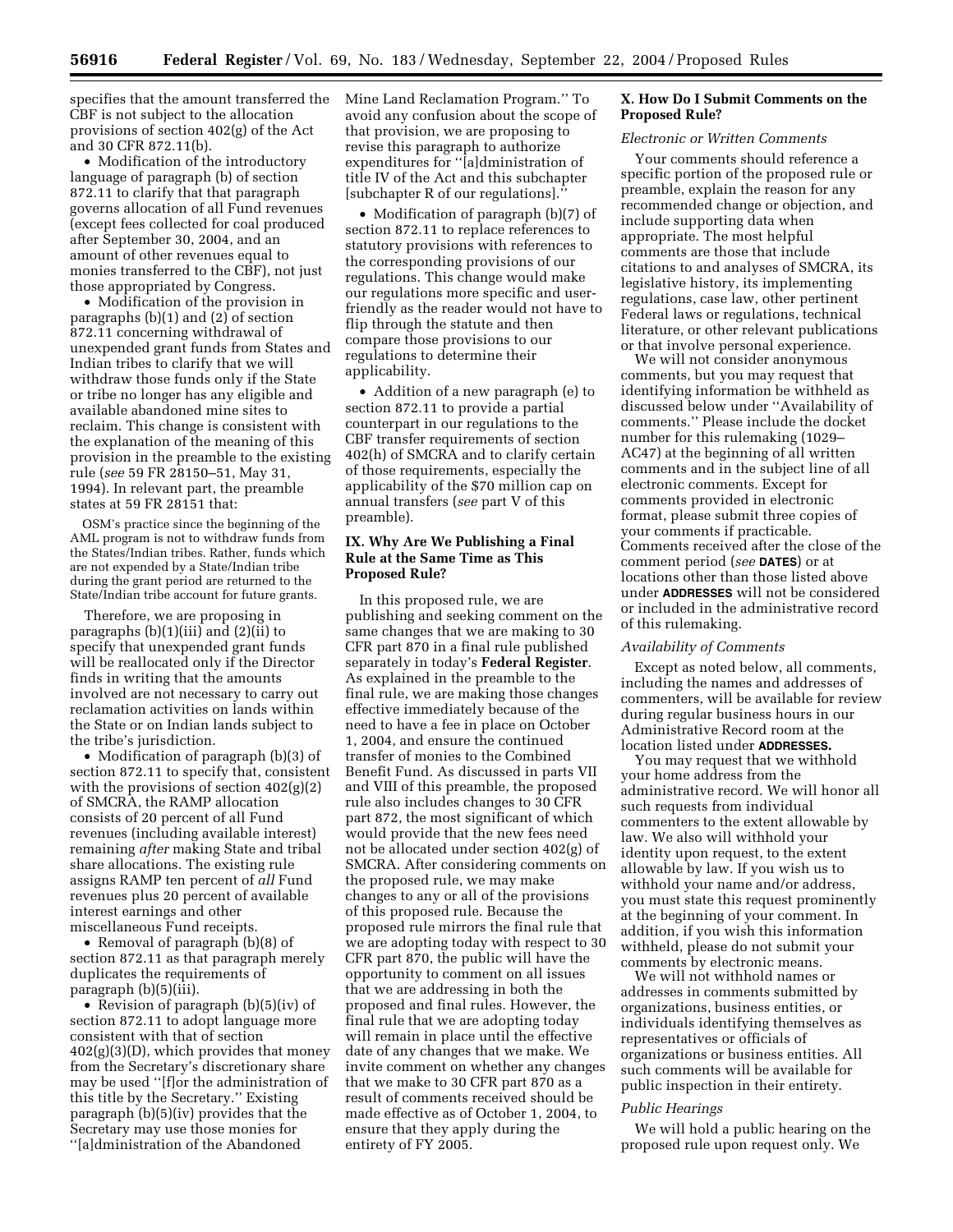specifies that the amount transferred the CBF is not subject to the allocation provisions of section 402(g) of the Act and 30 CFR 872.11(b).

- Modification of the introductory language of paragraph (b) of section 872.11 to clarify that that paragraph governs allocation of all Fund revenues (except fees collected for coal produced after September 30, 2004, and an amount of other revenues equal to monies transferred to the CBF), not just those appropriated by Congress.
- Modification of the provision in paragraphs (b)(1) and (2) of section 872.11 concerning withdrawal of unexpended grant funds from States and Indian tribes to clarify that we will withdraw those funds only if the State or tribe no longer has any eligible and available abandoned mine sites to reclaim. This change is consistent with the explanation of the meaning of this provision in the preamble to the existing rule (*see* 59 FR 28150–51, May 31, 1994). In relevant part, the preamble states at 59 FR 28151 that:

> OSM's practice since the beginning of the AML program is not to withdraw funds from the States/Indian tribes. Rather, funds which are not expended by a State/Indian tribe during the grant period are returned to the State/Indian tribe account for future grants.

Therefore, we are proposing in paragraphs (b)(1)(iii) and (2)(ii) to specify that unexpended grant funds will be reallocated only if the Director finds in writing that the amounts involved are not necessary to carry out reclamation activities on lands within the State or on Indian lands subject to the tribe's jurisdiction.

- Modification of paragraph (b)(3) of section 872.11 to specify that, consistent with the provisions of section 402(g)(2) of SMCRA, the RAMP allocation consists of 20 percent of all Fund revenues (including available interest) remaining *after* making State and tribal share allocations. The existing rule assigns RAMP ten percent of *all* Fund revenues plus 20 percent of available interest earnings and other miscellaneous Fund receipts.
- Removal of paragraph (b)(8) of section 872.11 as that paragraph merely duplicates the requirements of paragraph (b)(5)(iii).
- Revision of paragraph (b)(5)(iv) of section 872.11 to adopt language more consistent with that of section 402(g)(3)(D), which provides that money from the Secretary's discretionary share may be used ''[f]or the administration of this title by the Secretary.'' Existing paragraph (b)(5)(iv) provides that the Secretary may use those monies for ''[a]dministration of the Abandoned Mine Land Reclamation Program.'' To avoid any confusion about the scope of that provision, we are proposing to revise this paragraph to authorize expenditures for ''[a]dministration of title IV of the Act and this subchapter [subchapter R of our regulations].''
- Modification of paragraph (b)(7) of section 872.11 to replace references to statutory provisions with references to the corresponding provisions of our regulations. This change would make our regulations more specific and user-friendly as the reader would not have to flip through the statute and then compare those provisions to our regulations to determine their applicability.
- Addition of a new paragraph (e) to section 872.11 to provide a partial counterpart in our regulations to the CBF transfer requirements of section 402(h) of SMCRA and to clarify certain of those requirements, especially the applicability of the $70 million cap on annual transfers (*see* part V of this preamble).

## IX. Why Are We Publishing a Final Rule at the Same Time as This Proposed Rule?

In this proposed rule, we are publishing and seeking comment on the same changes that we are making to 30 CFR part 870 in a final rule published separately in today's **Federal Register**. As explained in the preamble to the final rule, we are making those changes effective immediately because of the need to have a fee in place on October 1, 2004, and ensure the continued transfer of monies to the Combined Benefit Fund. As discussed in parts VII and VIII of this preamble, the proposed rule also includes changes to 30 CFR part 872, the most significant of which would provide that the new fees need not be allocated under section 402(g) of SMCRA. After considering comments on the proposed rule, we may make changes to any or all of the provisions of this proposed rule. Because the proposed rule mirrors the final rule that we are adopting today with respect to 30 CFR part 870, the public will have the opportunity to comment on all issues that we are addressing in both the proposed and final rules. However, the final rule that we are adopting today will remain in place until the effective date of any changes that we make. We invite comment on whether any changes that we make to 30 CFR part 870 as a result of comments received should be made effective as of October 1, 2004, to ensure that they apply during the entirety of FY 2005.

## X. How Do I Submit Comments on the Proposed Rule?

### *Electronic or Written Comments*

Your comments should reference a specific portion of the proposed rule or preamble, explain the reason for any recommended change or objection, and include supporting data when appropriate. The most helpful comments are those that include citations to and analyses of SMCRA, its legislative history, its implementing regulations, case law, other pertinent Federal laws or regulations, technical literature, or other relevant publications or that involve personal experience.

We will not consider anonymous comments, but you may request that identifying information be withheld as discussed below under ''Availability of comments.'' Please include the docket number for this rulemaking (1029–AC47) at the beginning of all written comments and in the subject line of all electronic comments. Except for comments provided in electronic format, please submit three copies of your comments if practicable. Comments received after the close of the comment period (*see* **DATES**) or at locations other than those listed above under **ADDRESSES** will not be considered or included in the administrative record of this rulemaking.

### *Availability of Comments*

Except as noted below, all comments, including the names and addresses of commenters, will be available for review during regular business hours in our Administrative Record room at the location listed under **ADDRESSES.**

You may request that we withhold your home address from the administrative record. We will honor all such requests from individual commenters to the extent allowable by law. We also will withhold your identity upon request, to the extent allowable by law. If you wish us to withhold your name and/or address, you must state this request prominently at the beginning of your comment. In addition, if you wish this information withheld, please do not submit your comments by electronic means.

We will not withhold names or addresses in comments submitted by organizations, business entities, or individuals identifying themselves as representatives or officials of organizations or business entities. All such comments will be available for public inspection in their entirety.

### *Public Hearings*

We will hold a public hearing on the proposed rule upon request only. We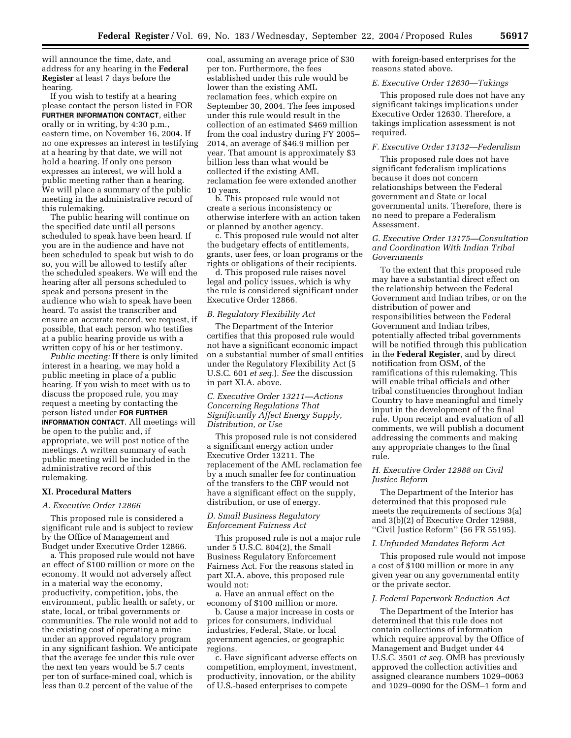will announce the time, date, and address for any hearing in the **Federal Register** at least 7 days before the hearing.

If you wish to testify at a hearing please contact the person listed in FOR **FURTHER INFORMATION CONTACT**, either orally or in writing, by 4:30 p.m., eastern time, on November 16, 2004. If no one expresses an interest in testifying at a hearing by that date, we will not hold a hearing. If only one person expresses an interest, we will hold a public meeting rather than a hearing. We will place a summary of the public meeting in the administrative record of this rulemaking.

The public hearing will continue on the specified date until all persons scheduled to speak have been heard. If you are in the audience and have not been scheduled to speak but wish to do so, you will be allowed to testify after the scheduled speakers. We will end the hearing after all persons scheduled to speak and persons present in the audience who wish to speak have been heard. To assist the transcriber and ensure an accurate record, we request, if possible, that each person who testifies at a public hearing provide us with a written copy of his or her testimony.

*Public meeting:* If there is only limited interest in a hearing, we may hold a public meeting in place of a public hearing. If you wish to meet with us to discuss the proposed rule, you may request a meeting by contacting the person listed under **FOR FURTHER INFORMATION CONTACT**. All meetings will be open to the public and, if appropriate, we will post notice of the meetings. A written summary of each public meeting will be included in the administrative record of this rulemaking.

## XI. Procedural Matters

### *A. Executive Order 12866*

This proposed rule is considered a significant rule and is subject to review by the Office of Management and Budget under Executive Order 12866.

a. This proposed rule would not have an effect of $100 million or more on the economy. It would not adversely affect in a material way the economy, productivity, competition, jobs, the environment, public health or safety, or state, local, or tribal governments or communities. The rule would not add to the existing cost of operating a mine under an approved regulatory program in any significant fashion. We anticipate that the average fee under this rule over the next ten years would be 5.7 cents per ton of surface-mined coal, which is less than 0.2 percent of the value of the coal, assuming an average price of $30 per ton. Furthermore, the fees established under this rule would be lower than the existing AML reclamation fees, which expire on September 30, 2004. The fees imposed under this rule would result in the collection of an estimated $469 million from the coal industry during FY 2005–2014, an average of $46.9 million per year. That amount is approximately $3 billion less than what would be collected if the existing AML reclamation fee were extended another 10 years.

b. This proposed rule would not create a serious inconsistency or otherwise interfere with an action taken or planned by another agency.

c. This proposed rule would not alter the budgetary effects of entitlements, grants, user fees, or loan programs or the rights or obligations of their recipients.

d. This proposed rule raises novel legal and policy issues, which is why the rule is considered significant under Executive Order 12866.

### *B. Regulatory Flexibility Act*

The Department of the Interior certifies that this proposed rule would not have a significant economic impact on a substantial number of small entities under the Regulatory Flexibility Act (5 U.S.C. 601 *et seq.*). *See* the discussion in part XI.A. above.

### *C. Executive Order 13211—Actions Concerning Regulations That Significantly Affect Energy Supply, Distribution, or Use*

This proposed rule is not considered a significant energy action under Executive Order 13211. The replacement of the AML reclamation fee by a much smaller fee for continuation of the transfers to the CBF would not have a significant effect on the supply, distribution, or use of energy.

### *D. Small Business Regulatory Enforcement Fairness Act*

This proposed rule is not a major rule under 5 U.S.C. 804(2), the Small Business Regulatory Enforcement Fairness Act. For the reasons stated in part XI.A. above, this proposed rule would not:

a. Have an annual effect on the economy of $100 million or more.

b. Cause a major increase in costs or prices for consumers, individual industries, Federal, State, or local government agencies, or geographic regions.

c. Have significant adverse effects on competition, employment, investment, productivity, innovation, or the ability of U.S.-based enterprises to compete with foreign-based enterprises for the reasons stated above.

### *E. Executive Order 12630—Takings*

This proposed rule does not have any significant takings implications under Executive Order 12630. Therefore, a takings implication assessment is not required.

### *F. Executive Order 13132—Federalism*

This proposed rule does not have significant federalism implications because it does not concern relationships between the Federal government and State or local governmental units. Therefore, there is no need to prepare a Federalism Assessment.

### *G. Executive Order 13175—Consultation and Coordination With Indian Tribal Governments*

To the extent that this proposed rule may have a substantial direct effect on the relationship between the Federal Government and Indian tribes, or on the distribution of power and responsibilities between the Federal Government and Indian tribes, potentially affected tribal governments will be notified through this publication in the **Federal Register**, and by direct notification from OSM, of the ramifications of this rulemaking. This will enable tribal officials and other tribal constituencies throughout Indian Country to have meaningful and timely input in the development of the final rule. Upon receipt and evaluation of all comments, we will publish a document addressing the comments and making any appropriate changes to the final rule.

### *H. Executive Order 12988 on Civil Justice Reform*

The Department of the Interior has determined that this proposed rule meets the requirements of sections 3(a) and 3(b)(2) of Executive Order 12988, ''Civil Justice Reform'' (56 FR 55195).

### *I. Unfunded Mandates Reform Act*

This proposed rule would not impose a cost of $100 million or more in any given year on any governmental entity or the private sector.

### *J. Federal Paperwork Reduction Act*

The Department of the Interior has determined that this rule does not contain collections of information which require approval by the Office of Management and Budget under 44 U.S.C. 3501 *et seq.* OMB has previously approved the collection activities and assigned clearance numbers 1029–0063 and 1029–0090 for the OSM–1 form and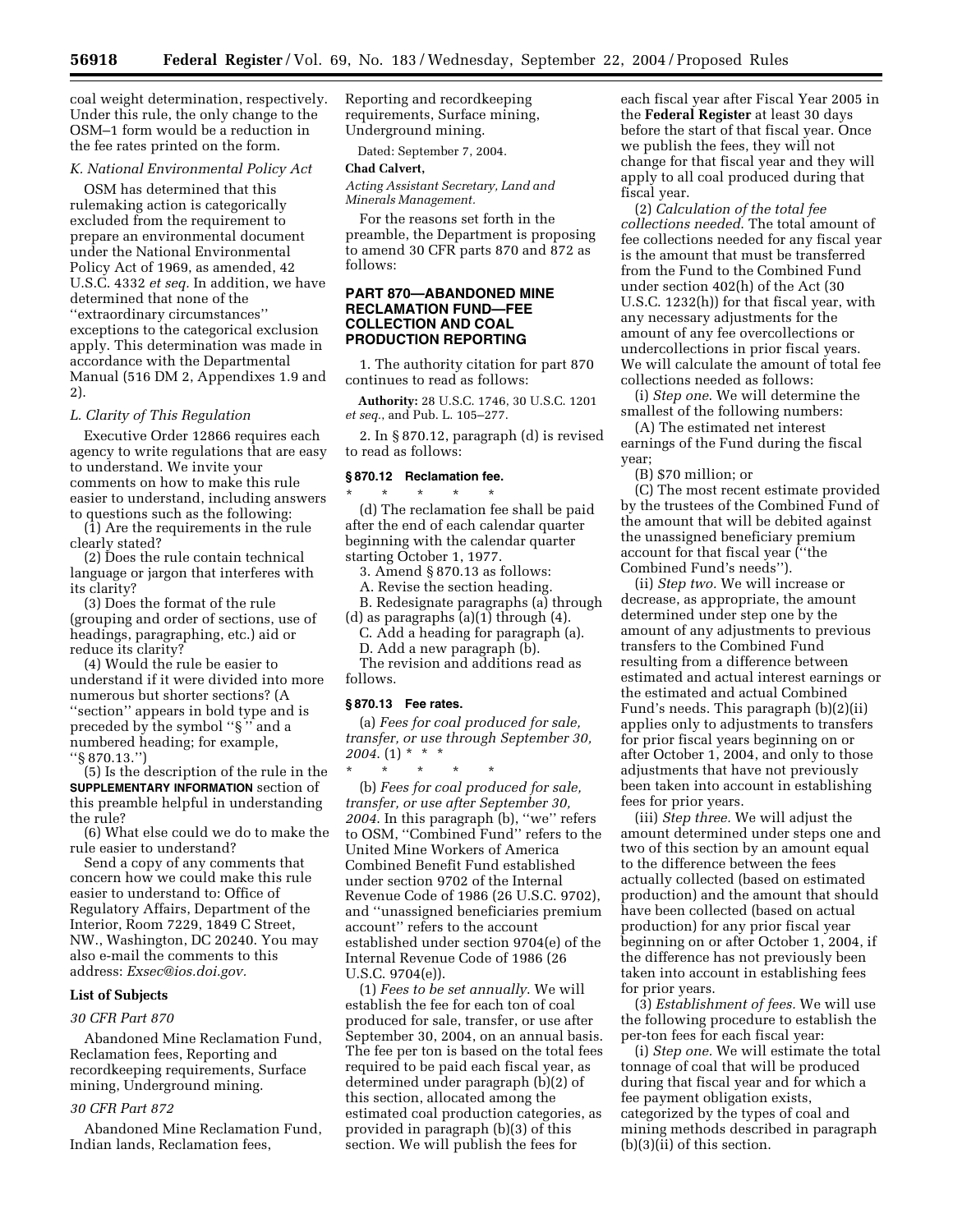coal weight determination, respectively. Under this rule, the only change to the OSM–1 form would be a reduction in the fee rates printed on the form.

### *K. National Environmental Policy Act*

OSM has determined that this rulemaking action is categorically excluded from the requirement to prepare an environmental document under the National Environmental Policy Act of 1969, as amended, 42 U.S.C. 4332 *et seq.* In addition, we have determined that none of the ''extraordinary circumstances'' exceptions to the categorical exclusion apply. This determination was made in accordance with the Departmental Manual (516 DM 2, Appendixes 1.9 and 2).

### *L. Clarity of This Regulation*

Executive Order 12866 requires each agency to write regulations that are easy to understand. We invite your comments on how to make this rule easier to understand, including answers to questions such as the following:

(1) Are the requirements in the rule clearly stated?

(2) Does the rule contain technical language or jargon that interferes with its clarity?

(3) Does the format of the rule (grouping and order of sections, use of headings, paragraphing, etc.) aid or reduce its clarity?

(4) Would the rule be easier to understand if it were divided into more numerous but shorter sections? (A ''section'' appears in bold type and is preceded by the symbol ''§'' and a numbered heading; for example, ''§ 870.13.'')

(5) Is the description of the rule in the **SUPPLEMENTARY INFORMATION** section of this preamble helpful in understanding the rule?

(6) What else could we do to make the rule easier to understand?

Send a copy of any comments that concern how we could make this rule easier to understand to: Office of Regulatory Affairs, Department of the Interior, Room 7229, 1849 C Street, NW., Washington, DC 20240. You may also e-mail the comments to this address: *Exsec@ios.doi.gov*.

### List of Subjects

*30 CFR Part 870*

Abandoned Mine Reclamation Fund, Reclamation fees, Reporting and recordkeeping requirements, Surface mining, Underground mining.

*30 CFR Part 872*

Abandoned Mine Reclamation Fund, Indian lands, Reclamation fees, Reporting and recordkeeping requirements, Surface mining, Underground mining.

Dated: September 7, 2004.

**Chad Calvert,**

*Acting Assistant Secretary, Land and Minerals Management.*

For the reasons set forth in the preamble, the Department is proposing to amend 30 CFR parts 870 and 872 as follows:

## PART 870—ABANDONED MINE RECLAMATION FUND—FEE COLLECTION AND COAL PRODUCTION REPORTING

1. The authority citation for part 870 continues to read as follows:

**Authority:** 28 U.S.C. 1746, 30 U.S.C. 1201 *et seq.*, and Pub. L. 105–277.

2. In § 870.12, paragraph (d) is revised to read as follows:

### § 870.12 Reclamation fee.

\* \* \* \* \*

(d) The reclamation fee shall be paid after the end of each calendar quarter beginning with the calendar quarter starting October 1, 1977.

3. Amend § 870.13 as follows:

A. Revise the section heading.

B. Redesignate paragraphs (a) through (d) as paragraphs (a)(1) through (4).

C. Add a heading for paragraph (a).

D. Add a new paragraph (b).

The revision and additions read as follows.

### § 870.13 Fee rates.

(a) *Fees for coal produced for sale, transfer, or use through September 30, 2004.* (1) \* \* \*

\* \* \* \* \*

(b) *Fees for coal produced for sale, transfer, or use after September 30, 2004.* In this paragraph (b), ''we'' refers to OSM, ''Combined Fund'' refers to the United Mine Workers of America Combined Benefit Fund established under section 9702 of the Internal Revenue Code of 1986 (26 U.S.C. 9702), and ''unassigned beneficiaries premium account'' refers to the account established under section 9704(e) of the Internal Revenue Code of 1986 (26 U.S.C. 9704(e)).

(1) *Fees to be set annually.* We will establish the fee for each ton of coal produced for sale, transfer, or use after September 30, 2004, on an annual basis. The fee per ton is based on the total fees required to be paid each fiscal year, as determined under paragraph (b)(2) of this section, allocated among the estimated coal production categories, as provided in paragraph (b)(3) of this section. We will publish the fees for each fiscal year after Fiscal Year 2005 in the **Federal Register** at least 30 days before the start of that fiscal year. Once we publish the fees, they will not change for that fiscal year and they will apply to all coal produced during that fiscal year.

(2) *Calculation of the total fee collections needed.* The total amount of fee collections needed for any fiscal year is the amount that must be transferred from the Fund to the Combined Fund under section 402(h) of the Act (30 U.S.C. 1232(h)) for that fiscal year, with any necessary adjustments for the amount of any fee overcollections or undercollections in prior fiscal years. We will calculate the amount of total fee collections needed as follows:

(i) *Step one.* We will determine the smallest of the following numbers:

(A) The estimated net interest earnings of the Fund during the fiscal year;

(B) $70 million; or

(C) The most recent estimate provided by the trustees of the Combined Fund of the amount that will be debited against the unassigned beneficiary premium account for that fiscal year (''the Combined Fund's needs'').

(ii) *Step two.* We will increase or decrease, as appropriate, the amount determined under step one by the amount of any adjustments to previous transfers to the Combined Fund resulting from a difference between estimated and actual interest earnings or the estimated and actual Combined Fund's needs. This paragraph (b)(2)(ii) applies only to adjustments to transfers for prior fiscal years beginning on or after October 1, 2004, and only to those adjustments that have not previously been taken into account in establishing fees for prior years.

(iii) *Step three.* We will adjust the amount determined under steps one and two of this section by an amount equal to the difference between the fees actually collected (based on estimated production) and the amount that should have been collected (based on actual production) for any prior fiscal year beginning on or after October 1, 2004, if the difference has not previously been taken into account in establishing fees for prior years.

(3) *Establishment of fees.* We will use the following procedure to establish the per-ton fees for each fiscal year:

(i) *Step one.* We will estimate the total tonnage of coal that will be produced during that fiscal year and for which a fee payment obligation exists, categorized by the types of coal and mining methods described in paragraph (b)(3)(ii) of this section.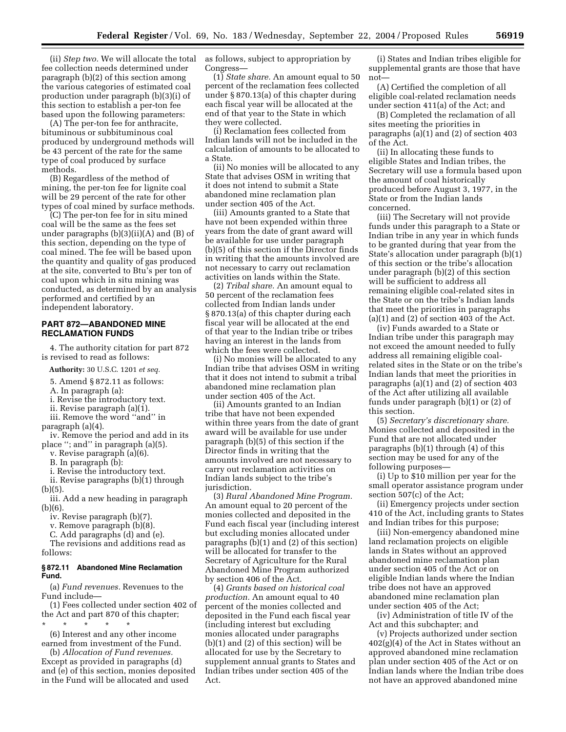(ii) *Step two.* We will allocate the total fee collection needs determined under paragraph (b)(2) of this section among the various categories of estimated coal production under paragraph (b)(3)(i) of this section to establish a per-ton fee based upon the following parameters:

(A) The per-ton fee for anthracite, bituminous or subbituminous coal produced by underground methods will be 43 percent of the rate for the same type of coal produced by surface methods.

(B) Regardless of the method of mining, the per-ton fee for lignite coal will be 29 percent of the rate for other types of coal mined by surface methods.

(C) The per-ton fee for in situ mined coal will be the same as the fees set under paragraphs (b)(3)(ii)(A) and (B) of this section, depending on the type of coal mined. The fee will be based upon the quantity and quality of gas produced at the site, converted to Btu's per ton of coal upon which in situ mining was conducted, as determined by an analysis performed and certified by an independent laboratory.

## PART 872—ABANDONED MINE RECLAMATION FUNDS

4. The authority citation for part 872 is revised to read as follows:

**Authority:** 30 U.S.C. 1201 *et seq.*

5. Amend § 872.11 as follows:

A. In paragraph (a):

i. Revise the introductory text.

ii. Revise paragraph (a)(1).

iii. Remove the word "and" in paragraph (a)(4).

iv. Remove the period and add in its place "; and" in paragraph (a)(5).

v. Revise paragraph (a)(6).

B. In paragraph (b):

i. Revise the introductory text.

ii. Revise paragraphs (b)(1) through (b)(5).

iii. Add a new heading in paragraph (b)(6).

iv. Revise paragraph (b)(7).

v. Remove paragraph (b)(8).

C. Add paragraphs (d) and (e).

The revisions and additions read as follows:

### § 872.11 Abandoned Mine Reclamation Fund.

(a) *Fund revenues.* Revenues to the Fund include—

(1) Fees collected under section 402 of the Act and part 870 of this chapter;

\* \* \* \* \*

(6) Interest and any other income earned from investment of the Fund.

(b) *Allocation of Fund revenues.* Except as provided in paragraphs (d) and (e) of this section, monies deposited in the Fund will be allocated and used as follows, subject to appropriation by Congress—

(1) *State share.* An amount equal to 50 percent of the reclamation fees collected under § 870.13(a) of this chapter during each fiscal year will be allocated at the end of that year to the State in which they were collected.

(i) Reclamation fees collected from Indian lands will not be included in the calculation of amounts to be allocated to a State.

(ii) No monies will be allocated to any State that advises OSM in writing that it does not intend to submit a State abandoned mine reclamation plan under section 405 of the Act.

(iii) Amounts granted to a State that have not been expended within three years from the date of grant award will be available for use under paragraph (b)(5) of this section if the Director finds in writing that the amounts involved are not necessary to carry out reclamation activities on lands within the State.

(2) *Tribal share.* An amount equal to 50 percent of the reclamation fees collected from Indian lands under § 870.13(a) of this chapter during each fiscal year will be allocated at the end of that year to the Indian tribe or tribes having an interest in the lands from which the fees were collected.

(i) No monies will be allocated to any Indian tribe that advises OSM in writing that it does not intend to submit a tribal abandoned mine reclamation plan under section 405 of the Act.

(ii) Amounts granted to an Indian tribe that have not been expended within three years from the date of grant award will be available for use under paragraph (b)(5) of this section if the Director finds in writing that the amounts involved are not necessary to carry out reclamation activities on Indian lands subject to the tribe's jurisdiction.

(3) *Rural Abandoned Mine Program.* An amount equal to 20 percent of the monies collected and deposited in the Fund each fiscal year (including interest but excluding monies allocated under paragraphs (b)(1) and (2) of this section) will be allocated for transfer to the Secretary of Agriculture for the Rural Abandoned Mine Program authorized by section 406 of the Act.

(4) *Grants based on historical coal production.* An amount equal to 40 percent of the monies collected and deposited in the Fund each fiscal year (including interest but excluding monies allocated under paragraphs (b)(1) and (2) of this section) will be allocated for use by the Secretary to supplement annual grants to States and Indian tribes under section 405 of the Act.

(i) States and Indian tribes eligible for supplemental grants are those that have not—

(A) Certified the completion of all eligible coal-related reclamation needs under section 411(a) of the Act; and

(B) Completed the reclamation of all sites meeting the priorities in paragraphs (a)(1) and (2) of section 403 of the Act.

(ii) In allocating these funds to eligible States and Indian tribes, the Secretary will use a formula based upon the amount of coal historically produced before August 3, 1977, in the State or from the Indian lands concerned.

(iii) The Secretary will not provide funds under this paragraph to a State or Indian tribe in any year in which funds to be granted during that year from the State's allocation under paragraph (b)(1) of this section or the tribe's allocation under paragraph (b)(2) of this section will be sufficient to address all remaining eligible coal-related sites in the State or on the tribe's Indian lands that meet the priorities in paragraphs (a)(1) and (2) of section 403 of the Act.

(iv) Funds awarded to a State or Indian tribe under this paragraph may not exceed the amount needed to fully address all remaining eligible coal-related sites in the State or on the tribe's Indian lands that meet the priorities in paragraphs (a)(1) and (2) of section 403 of the Act after utilizing all available funds under paragraph (b)(1) or (2) of this section.

(5) *Secretary's discretionary share.* Monies collected and deposited in the Fund that are not allocated under paragraphs (b)(1) through (4) of this section may be used for any of the following purposes—

(i) Up to $10 million per year for the small operator assistance program under section 507(c) of the Act;

(ii) Emergency projects under section 410 of the Act, including grants to States and Indian tribes for this purpose;

(iii) Non-emergency abandoned mine land reclamation projects on eligible lands in States without an approved abandoned mine reclamation plan under section 405 of the Act or on eligible Indian lands where the Indian tribe does not have an approved abandoned mine reclamation plan under section 405 of the Act;

(iv) Administration of title IV of the Act and this subchapter; and

(v) Projects authorized under section 402(g)(4) of the Act in States without an approved abandoned mine reclamation plan under section 405 of the Act or on Indian lands where the Indian tribe does not have an approved abandoned mine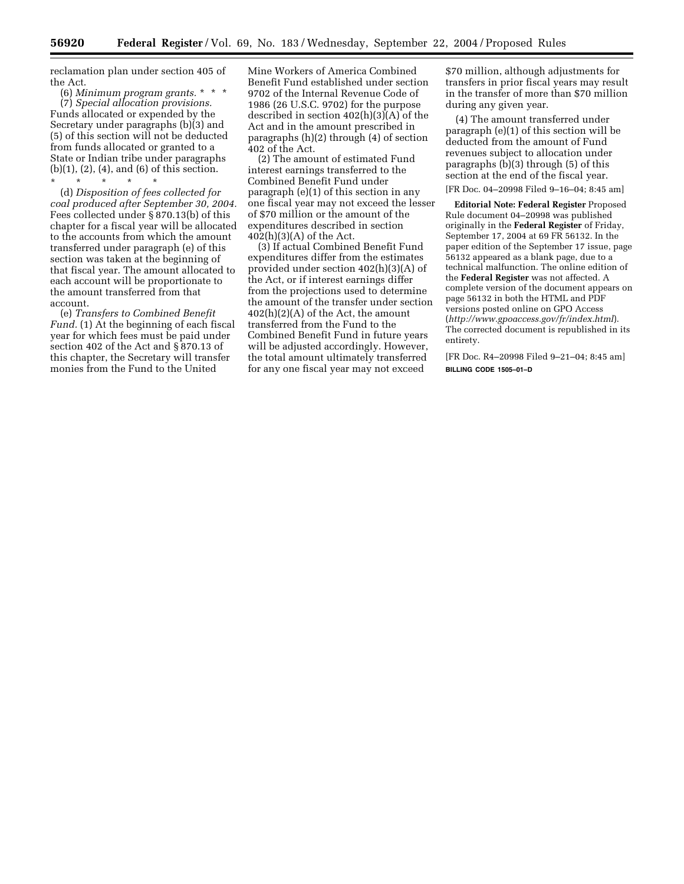reclamation plan under section 405 of the Act.

(6) *Minimum program grants.* * * *

(7) *Special allocation provisions.* Funds allocated or expended by the Secretary under paragraphs (b)(3) and (5) of this section will not be deducted from funds allocated or granted to a State or Indian tribe under paragraphs (b)(1), (2), (4), and (6) of this section.

\* \* \* \* \*

(d) *Disposition of fees collected for coal produced after September 30, 2004.* Fees collected under § 870.13(b) of this chapter for a fiscal year will be allocated to the accounts from which the amount transferred under paragraph (e) of this section was taken at the beginning of that fiscal year. The amount allocated to each account will be proportionate to the amount transferred from that account.

(e) *Transfers to Combined Benefit Fund.* (1) At the beginning of each fiscal year for which fees must be paid under section 402 of the Act and § 870.13 of this chapter, the Secretary will transfer monies from the Fund to the United Mine Workers of America Combined Benefit Fund established under section 9702 of the Internal Revenue Code of 1986 (26 U.S.C. 9702) for the purpose described in section 402(h)(3)(A) of the Act and in the amount prescribed in paragraphs (h)(2) through (4) of section 402 of the Act.

(2) The amount of estimated Fund interest earnings transferred to the Combined Benefit Fund under paragraph (e)(1) of this section in any one fiscal year may not exceed the lesser of $70 million or the amount of the expenditures described in section 402(h)(3)(A) of the Act.

(3) If actual Combined Benefit Fund expenditures differ from the estimates provided under section 402(h)(3)(A) of the Act, or if interest earnings differ from the projections used to determine the amount of the transfer under section 402(h)(2)(A) of the Act, the amount transferred from the Fund to the Combined Benefit Fund in future years will be adjusted accordingly. However, the total amount ultimately transferred for any one fiscal year may not exceed $70 million, although adjustments for transfers in prior fiscal years may result in the transfer of more than $70 million during any given year.

(4) The amount transferred under paragraph (e)(1) of this section will be deducted from the amount of Fund revenues subject to allocation under paragraphs (b)(3) through (5) of this section at the end of the fiscal year.

[FR Doc. 04–20998 Filed 9–16–04; 8:45 am]

**Editorial Note: Federal Register** Proposed Rule document 04–20998 was published originally in the **Federal Register** of Friday, September 17, 2004 at 69 FR 56132. In the paper edition of the September 17 issue, page 56132 appeared as a blank page, due to a technical malfunction. The online edition of the **Federal Register** was not affected. A complete version of the document appears on page 56132 in both the HTML and PDF versions posted online on GPO Access (*http://www.gpoaccess.gov/fr/index.html*). The corrected document is republished in its entirety.

[FR Doc. R4–20998 Filed 9–21–04; 8:45 am]

**BILLING CODE 1505–01–D**